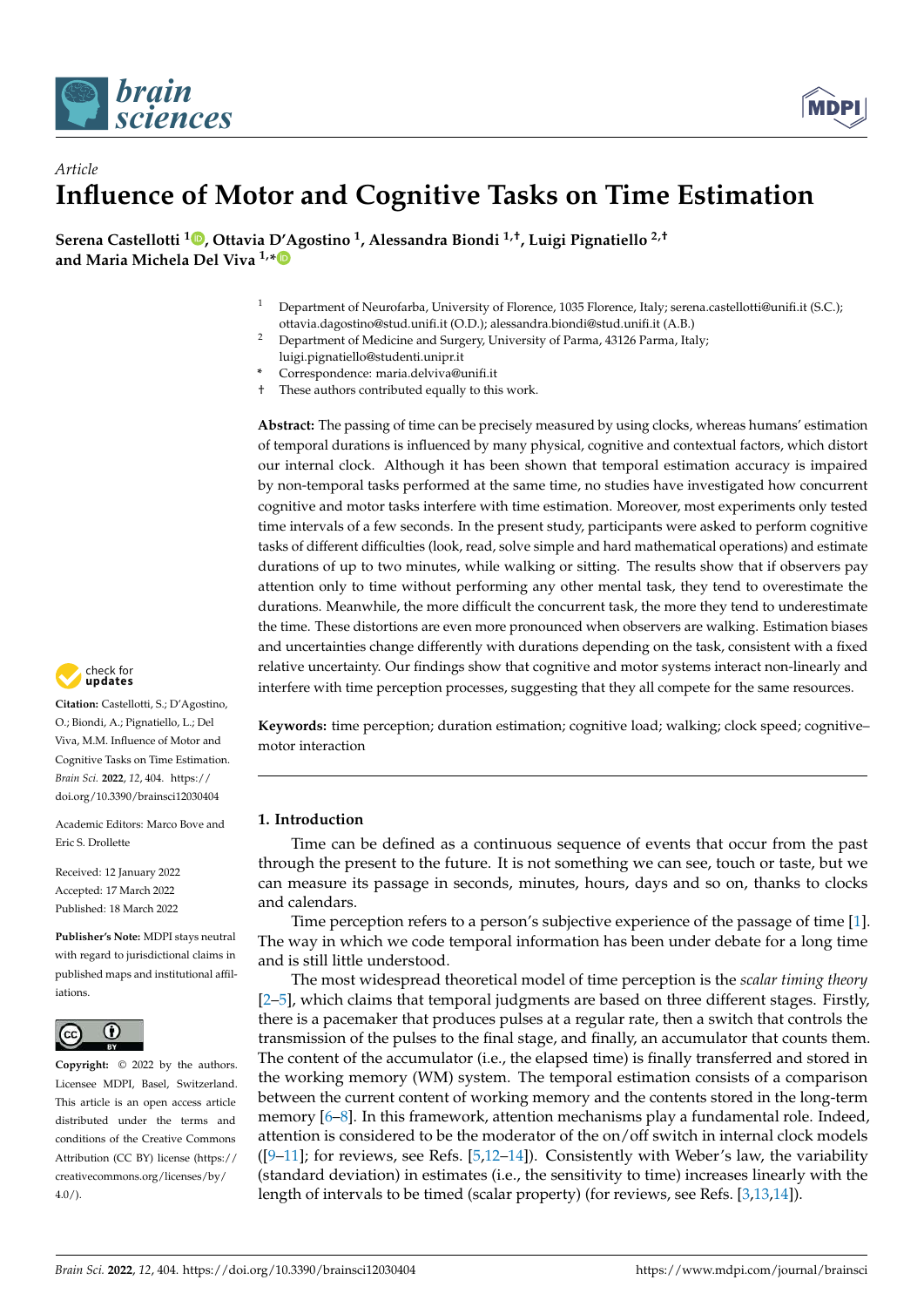Article

# Influence of Motor and Cognitive Tasks on Time Estimation

**Serena Castellotti [1], Ottavia D'Agostino [1], Alessandra Biondi [1,†], Luigi Pignatiello [2,†] and Maria Michela Del Viva [1,*]**

[1] Department of Neurofarba, University of Florence, 1035 Florence, Italy; serena.castellotti@unifi.it (S.C.); ottavia.dagostino@stud.unifi.it (O.D.); alessandra.biondi@stud.unifi.it (A.B.)

[2] Department of Medicine and Surgery, University of Parma, 43126 Parma, Italy; luigi.pignatiello@studenti.unipr.it

\* Correspondence: maria.delviva@unifi.it

† These authors contributed equally to this work.

**Abstract:** The passing of time can be precisely measured by using clocks, whereas humans' estimation of temporal durations is influenced by many physical, cognitive and contextual factors, which distort our internal clock. Although it has been shown that temporal estimation accuracy is impaired by non-temporal tasks performed at the same time, no studies have investigated how concurrent cognitive and motor tasks interfere with time estimation. Moreover, most experiments only tested time intervals of a few seconds. In the present study, participants were asked to perform cognitive tasks of different difficulties (look, read, solve simple and hard mathematical operations) and estimate durations of up to two minutes, while walking or sitting. The results show that if observers pay attention only to time without performing any other mental task, they tend to overestimate the durations. Meanwhile, the more difficult the concurrent task, the more they tend to underestimate the time. These distortions are even more pronounced when observers are walking. Estimation biases and uncertainties change differently with durations depending on the task, consistent with a fixed relative uncertainty. Our findings show that cognitive and motor systems interact non-linearly and interfere with time perception processes, suggesting that they all compete for the same resources.

**Keywords:** time perception; duration estimation; cognitive load; walking; clock speed; cognitive–motor interaction

**Citation:** Castellotti, S.; D'Agostino, O.; Biondi, A.; Pignatiello, L.; Del Viva, M.M. Influence of Motor and Cognitive Tasks on Time Estimation. *Brain Sci.* **2022**, *12*, 404. https://doi.org/10.3390/brainsci12030404

Academic Editors: Marco Bove and Eric S. Drollette

Received: 12 January 2022
Accepted: 17 March 2022
Published: 18 March 2022

**Publisher's Note:** MDPI stays neutral with regard to jurisdictional claims in published maps and institutional affiliations.

**Copyright:** © 2022 by the authors. Licensee MDPI, Basel, Switzerland. This article is an open access article distributed under the terms and conditions of the Creative Commons Attribution (CC BY) license (https://creativecommons.org/licenses/by/4.0/).

## 1. Introduction

Time can be defined as a continuous sequence of events that occur from the past through the present to the future. It is not something we can see, touch or taste, but we can measure its passage in seconds, minutes, hours, days and so on, thanks to clocks and calendars.

Time perception refers to a person's subjective experience of the passage of time [1]. The way in which we code temporal information has been under debate for a long time and is still little understood.

The most widespread theoretical model of time perception is the *scalar timing theory* [2–5], which claims that temporal judgments are based on three different stages. Firstly, there is a pacemaker that produces pulses at a regular rate, then a switch that controls the transmission of the pulses to the final stage, and finally, an accumulator that counts them. The content of the accumulator (i.e., the elapsed time) is finally transferred and stored in the working memory (WM) system. The temporal estimation consists of a comparison between the current content of working memory and the contents stored in the long-term memory [6–8]. In this framework, attention mechanisms play a fundamental role. Indeed, attention is considered to be the moderator of the on/off switch in internal clock models ([9–11]; for reviews, see Refs. [5,12–14]). Consistently with Weber's law, the variability (standard deviation) in estimates (i.e., the sensitivity to time) increases linearly with the length of intervals to be timed (scalar property) (for reviews, see Refs. [3,13,14]).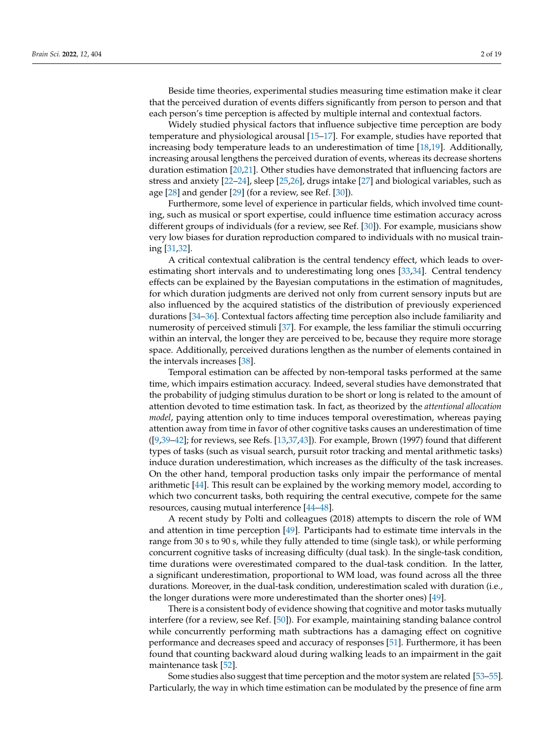Beside time theories, experimental studies measuring time estimation make it clear that the perceived duration of events differs significantly from person to person and that each person's time perception is affected by multiple internal and contextual factors.

Widely studied physical factors that influence subjective time perception are body temperature and physiological arousal [15–17]. For example, studies have reported that increasing body temperature leads to an underestimation of time [18,19]. Additionally, increasing arousal lengthens the perceived duration of events, whereas its decrease shortens duration estimation [20,21]. Other studies have demonstrated that influencing factors are stress and anxiety [22–24], sleep [25,26], drugs intake [27] and biological variables, such as age [28] and gender [29] (for a review, see Ref. [30]).

Furthermore, some level of experience in particular fields, which involved time counting, such as musical or sport expertise, could influence time estimation accuracy across different groups of individuals (for a review, see Ref. [30]). For example, musicians show very low biases for duration reproduction compared to individuals with no musical training [31,32].

A critical contextual calibration is the central tendency effect, which leads to overestimating short intervals and to underestimating long ones [33,34]. Central tendency effects can be explained by the Bayesian computations in the estimation of magnitudes, for which duration judgments are derived not only from current sensory inputs but are also influenced by the acquired statistics of the distribution of previously experienced durations [34–36]. Contextual factors affecting time perception also include familiarity and numerosity of perceived stimuli [37]. For example, the less familiar the stimuli occurring within an interval, the longer they are perceived to be, because they require more storage space. Additionally, perceived durations lengthen as the number of elements contained in the intervals increases [38].

Temporal estimation can be affected by non-temporal tasks performed at the same time, which impairs estimation accuracy. Indeed, several studies have demonstrated that the probability of judging stimulus duration to be short or long is related to the amount of attention devoted to time estimation task. In fact, as theorized by the *attentional allocation model*, paying attention only to time induces temporal overestimation, whereas paying attention away from time in favor of other cognitive tasks causes an underestimation of time ([9,39–42]; for reviews, see Refs. [13,37,43]). For example, Brown (1997) found that different types of tasks (such as visual search, pursuit rotor tracking and mental arithmetic tasks) induce duration underestimation, which increases as the difficulty of the task increases. On the other hand, temporal production tasks only impair the performance of mental arithmetic [44]. This result can be explained by the working memory model, according to which two concurrent tasks, both requiring the central executive, compete for the same resources, causing mutual interference [44–48].

A recent study by Polti and colleagues (2018) attempts to discern the role of WM and attention in time perception [49]. Participants had to estimate time intervals in the range from 30 s to 90 s, while they fully attended to time (single task), or while performing concurrent cognitive tasks of increasing difficulty (dual task). In the single-task condition, time durations were overestimated compared to the dual-task condition. In the latter, a significant underestimation, proportional to WM load, was found across all the three durations. Moreover, in the dual-task condition, underestimation scaled with duration (i.e., the longer durations were more underestimated than the shorter ones) [49].

There is a consistent body of evidence showing that cognitive and motor tasks mutually interfere (for a review, see Ref. [50]). For example, maintaining standing balance control while concurrently performing math subtractions has a damaging effect on cognitive performance and decreases speed and accuracy of responses [51]. Furthermore, it has been found that counting backward aloud during walking leads to an impairment in the gait maintenance task [52].

Some studies also suggest that time perception and the motor system are related [53–55]. Particularly, the way in which time estimation can be modulated by the presence of fine arm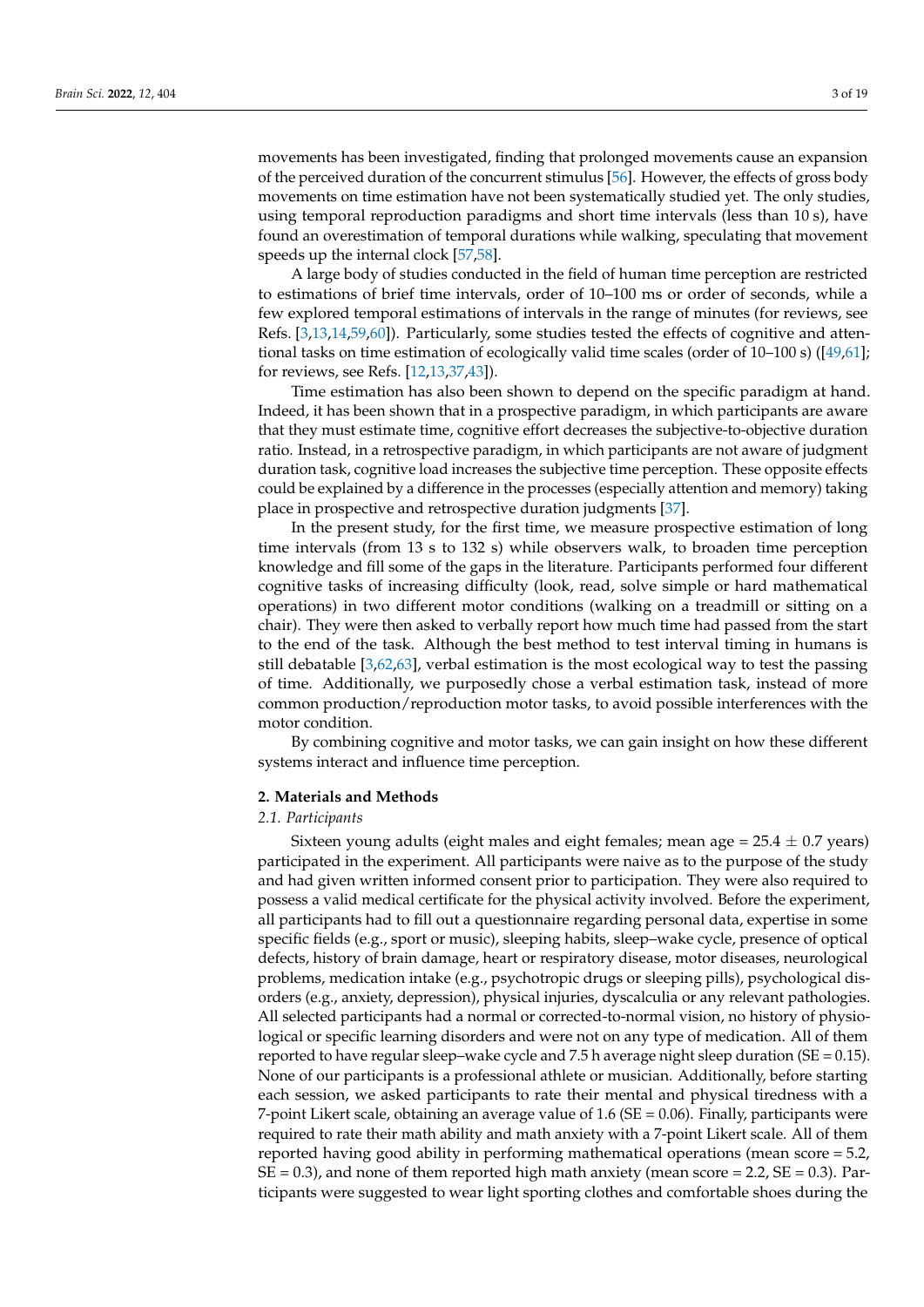movements has been investigated, finding that prolonged movements cause an expansion of the perceived duration of the concurrent stimulus [56]. However, the effects of gross body movements on time estimation have not been systematically studied yet. The only studies, using temporal reproduction paradigms and short time intervals (less than 10 s), have found an overestimation of temporal durations while walking, speculating that movement speeds up the internal clock [57,58].

A large body of studies conducted in the field of human time perception are restricted to estimations of brief time intervals, order of 10–100 ms or order of seconds, while a few explored temporal estimations of intervals in the range of minutes (for reviews, see Refs. [3,13,14,59,60]). Particularly, some studies tested the effects of cognitive and attentional tasks on time estimation of ecologically valid time scales (order of 10–100 s) ([49,61]; for reviews, see Refs. [12,13,37,43]).

Time estimation has also been shown to depend on the specific paradigm at hand. Indeed, it has been shown that in a prospective paradigm, in which participants are aware that they must estimate time, cognitive effort decreases the subjective-to-objective duration ratio. Instead, in a retrospective paradigm, in which participants are not aware of judgment duration task, cognitive load increases the subjective time perception. These opposite effects could be explained by a difference in the processes (especially attention and memory) taking place in prospective and retrospective duration judgments [37].

In the present study, for the first time, we measure prospective estimation of long time intervals (from 13 s to 132 s) while observers walk, to broaden time perception knowledge and fill some of the gaps in the literature. Participants performed four different cognitive tasks of increasing difficulty (look, read, solve simple or hard mathematical operations) in two different motor conditions (walking on a treadmill or sitting on a chair). They were then asked to verbally report how much time had passed from the start to the end of the task. Although the best method to test interval timing in humans is still debatable [3,62,63], verbal estimation is the most ecological way to test the passing of time. Additionally, we purposedly chose a verbal estimation task, instead of more common production/reproduction motor tasks, to avoid possible interferences with the motor condition.

By combining cognitive and motor tasks, we can gain insight on how these different systems interact and influence time perception.

## 2. Materials and Methods

### 2.1. Participants

Sixteen young adults (eight males and eight females; mean age = 25.4 $\pm$ 0.7 years) participated in the experiment. All participants were naive as to the purpose of the study and had given written informed consent prior to participation. They were also required to possess a valid medical certificate for the physical activity involved. Before the experiment, all participants had to fill out a questionnaire regarding personal data, expertise in some specific fields (e.g., sport or music), sleeping habits, sleep–wake cycle, presence of optical defects, history of brain damage, heart or respiratory disease, motor diseases, neurological problems, medication intake (e.g., psychotropic drugs or sleeping pills), psychological disorders (e.g., anxiety, depression), physical injuries, dyscalculia or any relevant pathologies. All selected participants had a normal or corrected-to-normal vision, no history of physiological or specific learning disorders and were not on any type of medication. All of them reported to have regular sleep–wake cycle and 7.5 h average night sleep duration (SE = 0.15). None of our participants is a professional athlete or musician. Additionally, before starting each session, we asked participants to rate their mental and physical tiredness with a 7-point Likert scale, obtaining an average value of 1.6 (SE = 0.06). Finally, participants were required to rate their math ability and math anxiety with a 7-point Likert scale. All of them reported having good ability in performing mathematical operations (mean score = 5.2, SE = 0.3), and none of them reported high math anxiety (mean score = 2.2, SE = 0.3). Participants were suggested to wear light sporting clothes and comfortable shoes during the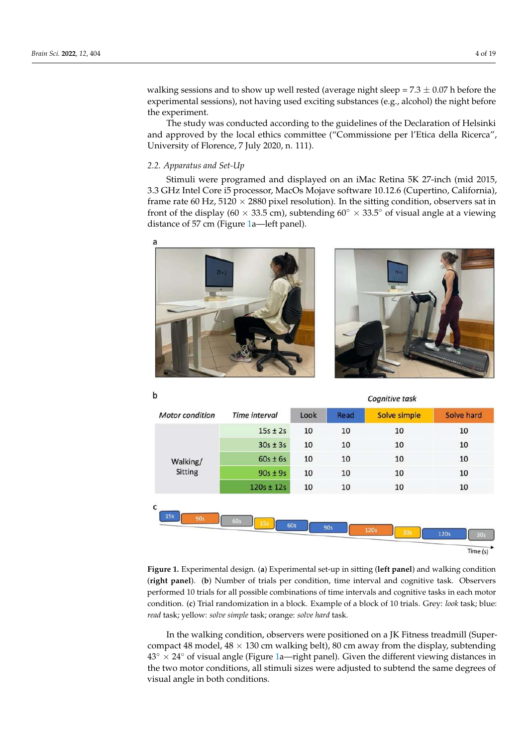walking sessions and to show up well rested (average night sleep = 7.3 ± 0.07 h before the experimental sessions), not having used exciting substances (e.g., alcohol) the night before the experiment.

The study was conducted according to the guidelines of the Declaration of Helsinki and approved by the local ethics committee ("Commissione per l'Etica della Ricerca", University of Florence, 7 July 2020, n. 111).

### 2.2. Apparatus and Set-Up

Stimuli were programed and displayed on an iMac Retina 5K 27-inch (mid 2015, 3.3 GHz Intel Core i5 processor, MacOs Mojave software 10.12.6 (Cupertino, California), frame rate 60 Hz, 5120 × 2880 pixel resolution). In the sitting condition, observers sat in front of the display (60 × 33.5 cm), subtending 60° × 33.5° of visual angle at a viewing distance of 57 cm (Figure 1a—left panel).

| Motor condition | Time interval | Look | Read | Solve simple | Solve hard |
|---|---|---|---|---|---|
| Walking/ Sitting | 15s ± 2s | 10 | 10 | 10 | 10 |
| | 30s ± 3s | 10 | 10 | 10 | 10 |
| | 60s ± 6s | 10 | 10 | 10 | 10 |
| | 90s ± 9s | 10 | 10 | 10 | 10 |
| | 120s ± 12s | 10 | 10 | 10 | 10 |

**Figure 1.** Experimental design. (**a**) Experimental set-up in sitting (**left panel**) and walking condition (**right panel**). (**b**) Number of trials per condition, time interval and cognitive task. Observers performed 10 trials for all possible combinations of time intervals and cognitive tasks in each motor condition. (**c**) Trial randomization in a block. Example of a block of 10 trials. Grey: *look* task; blue: *read* task; yellow: *solve simple* task; orange: *solve hard* task.

In the walking condition, observers were positioned on a JK Fitness treadmill (Supercompact 48 model, 48 × 130 cm walking belt), 80 cm away from the display, subtending 43° × 24° of visual angle (Figure 1a—right panel). Given the different viewing distances in the two motor conditions, all stimuli sizes were adjusted to subtend the same degrees of visual angle in both conditions.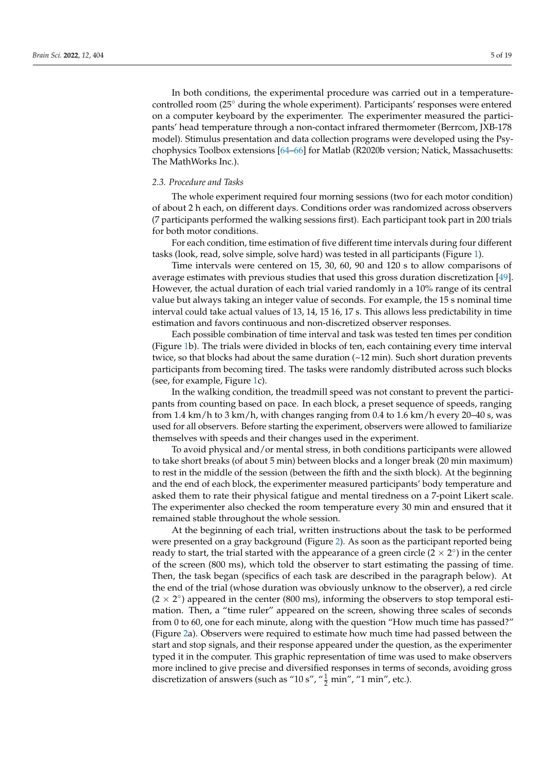In both conditions, the experimental procedure was carried out in a temperature-controlled room (25° during the whole experiment). Participants' responses were entered on a computer keyboard by the experimenter. The experimenter measured the participants' head temperature through a non-contact infrared thermometer (Berrcom, JXB-178 model). Stimulus presentation and data collection programs were developed using the Psychophysics Toolbox extensions [64–66] for Matlab (R2020b version; Natick, Massachusetts: The MathWorks Inc.).

### 2.3. Procedure and Tasks

The whole experiment required four morning sessions (two for each motor condition) of about 2 h each, on different days. Conditions order was randomized across observers (7 participants performed the walking sessions first). Each participant took part in 200 trials for both motor conditions.

For each condition, time estimation of five different time intervals during four different tasks (look, read, solve simple, solve hard) was tested in all participants (Figure 1).

Time intervals were centered on 15, 30, 60, 90 and 120 s to allow comparisons of average estimates with previous studies that used this gross duration discretization [49]. However, the actual duration of each trial varied randomly in a 10% range of its central value but always taking an integer value of seconds. For example, the 15 s nominal time interval could take actual values of 13, 14, 15 16, 17 s. This allows less predictability in time estimation and favors continuous and non-discretized observer responses.

Each possible combination of time interval and task was tested ten times per condition (Figure 1b). The trials were divided in blocks of ten, each containing every time interval twice, so that blocks had about the same duration (~12 min). Such short duration prevents participants from becoming tired. The tasks were randomly distributed across such blocks (see, for example, Figure 1c).

In the walking condition, the treadmill speed was not constant to prevent the participants from counting based on pace. In each block, a preset sequence of speeds, ranging from 1.4 km/h to 3 km/h, with changes ranging from 0.4 to 1.6 km/h every 20–40 s, was used for all observers. Before starting the experiment, observers were allowed to familiarize themselves with speeds and their changes used in the experiment.

To avoid physical and/or mental stress, in both conditions participants were allowed to take short breaks (of about 5 min) between blocks and a longer break (20 min maximum) to rest in the middle of the session (between the fifth and the sixth block). At the beginning and the end of each block, the experimenter measured participants' body temperature and asked them to rate their physical fatigue and mental tiredness on a 7-point Likert scale. The experimenter also checked the room temperature every 30 min and ensured that it remained stable throughout the whole session.

At the beginning of each trial, written instructions about the task to be performed were presented on a gray background (Figure 2). As soon as the participant reported being ready to start, the trial started with the appearance of a green circle ($2 \times 2°$) in the center of the screen (800 ms), which told the observer to start estimating the passing of time. Then, the task began (specifics of each task are described in the paragraph below). At the end of the trial (whose duration was obviously unknow to the observer), a red circle ($2 \times 2°$) appeared in the center (800 ms), informing the observers to stop temporal estimation. Then, a "time ruler" appeared on the screen, showing three scales of seconds from 0 to 60, one for each minute, along with the question "How much time has passed?" (Figure 2a). Observers were required to estimate how much time had passed between the start and stop signals, and their response appeared under the question, as the experimenter typed it in the computer. This graphic representation of time was used to make observers more inclined to give precise and diversified responses in terms of seconds, avoiding gross discretization of answers (such as "10 s", "$\frac{1}{2}$ min", "1 min", etc.).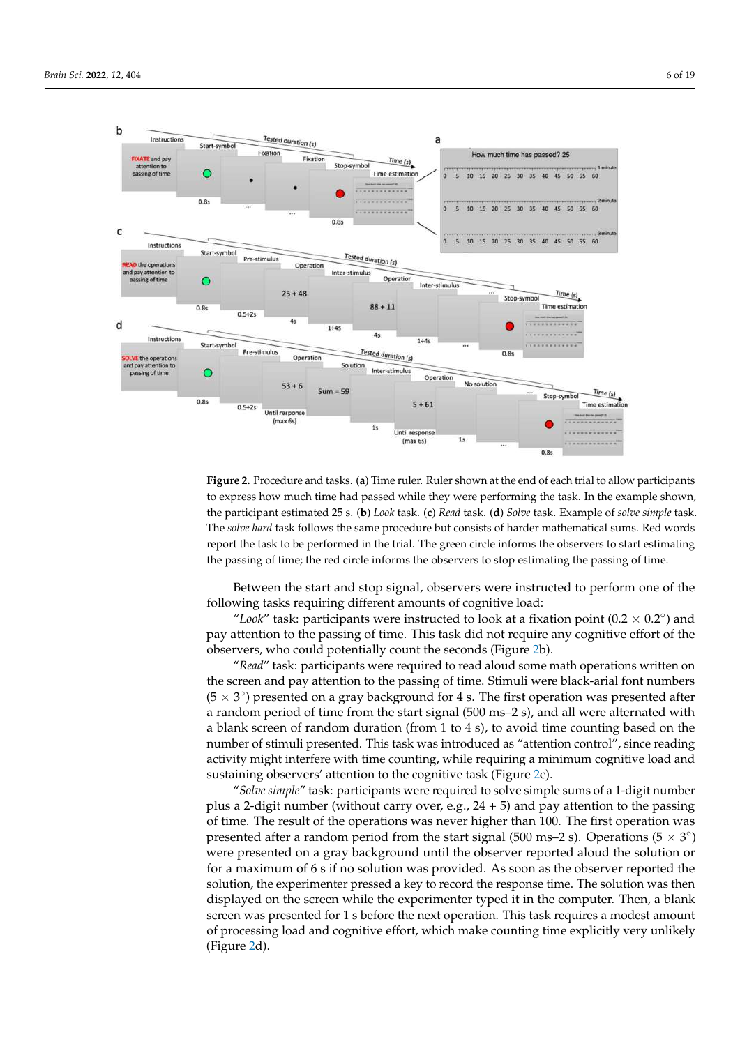**Figure 2.** Procedure and tasks. (**a**) Time ruler. Ruler shown at the end of each trial to allow participants to express how much time had passed while they were performing the task. In the example shown, the participant estimated 25 s. (**b**) *Look* task. (**c**) *Read* task. (**d**) *Solve* task. Example of *solve simple* task. The *solve hard* task follows the same procedure but consists of harder mathematical sums. Red words report the task to be performed in the trial. The green circle informs the observers to start estimating the passing of time; the red circle informs the observers to stop estimating the passing of time.

Between the start and stop signal, observers were instructed to perform one of the following tasks requiring different amounts of cognitive load:

"*Look*" task: participants were instructed to look at a fixation point ($0.2 \times 0.2^{\circ}$) and pay attention to the passing of time. This task did not require any cognitive effort of the observers, who could potentially count the seconds (Figure 2b).

"*Read*" task: participants were required to read aloud some math operations written on the screen and pay attention to the passing of time. Stimuli were black-arial font numbers ($5 \times 3^{\circ}$) presented on a gray background for 4 s. The first operation was presented after a random period of time from the start signal (500 ms–2 s), and all were alternated with a blank screen of random duration (from 1 to 4 s), to avoid time counting based on the number of stimuli presented. This task was introduced as "attention control", since reading activity might interfere with time counting, while requiring a minimum cognitive load and sustaining observers' attention to the cognitive task (Figure 2c).

"*Solve simple*" task: participants were required to solve simple sums of a 1-digit number plus a 2-digit number (without carry over, e.g., 24 + 5) and pay attention to the passing of time. The result of the operations was never higher than 100. The first operation was presented after a random period from the start signal (500 ms–2 s). Operations ($5 \times 3^{\circ}$) were presented on a gray background until the observer reported aloud the solution or for a maximum of 6 s if no solution was provided. As soon as the observer reported the solution, the experimenter pressed a key to record the response time. The solution was then displayed on the screen while the experimenter typed it in the computer. Then, a blank screen was presented for 1 s before the next operation. This task requires a modest amount of processing load and cognitive effort, which make counting time explicitly very unlikely (Figure 2d).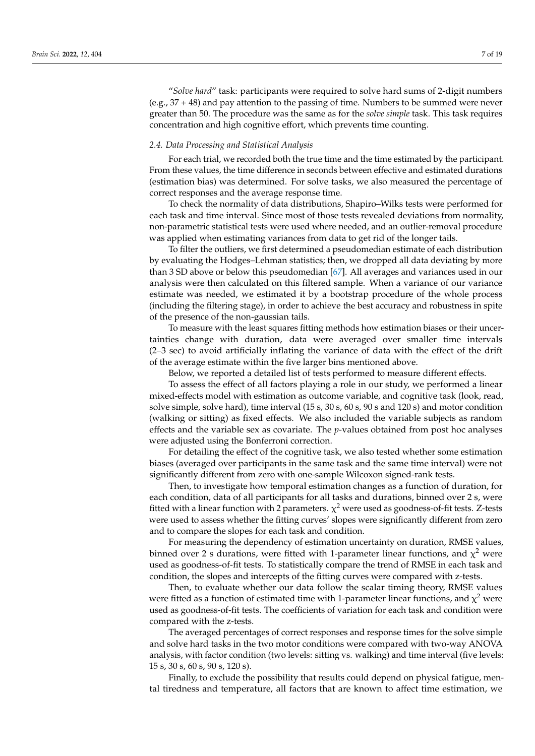"*Solve hard*" task: participants were required to solve hard sums of 2-digit numbers (e.g., 37 + 48) and pay attention to the passing of time. Numbers to be summed were never greater than 50. The procedure was the same as for the *solve simple* task. This task requires concentration and high cognitive effort, which prevents time counting.

### *2.4. Data Processing and Statistical Analysis*

For each trial, we recorded both the true time and the time estimated by the participant. From these values, the time difference in seconds between effective and estimated durations (estimation bias) was determined. For solve tasks, we also measured the percentage of correct responses and the average response time.

To check the normality of data distributions, Shapiro–Wilks tests were performed for each task and time interval. Since most of those tests revealed deviations from normality, non-parametric statistical tests were used where needed, and an outlier-removal procedure was applied when estimating variances from data to get rid of the longer tails.

To filter the outliers, we first determined a pseudomedian estimate of each distribution by evaluating the Hodges–Lehman statistics; then, we dropped all data deviating by more than 3 SD above or below this pseudomedian [67]. All averages and variances used in our analysis were then calculated on this filtered sample. When a variance of our variance estimate was needed, we estimated it by a bootstrap procedure of the whole process (including the filtering stage), in order to achieve the best accuracy and robustness in spite of the presence of the non-gaussian tails.

To measure with the least squares fitting methods how estimation biases or their uncertainties change with duration, data were averaged over smaller time intervals (2–3 sec) to avoid artificially inflating the variance of data with the effect of the drift of the average estimate within the five larger bins mentioned above.

Below, we reported a detailed list of tests performed to measure different effects.

To assess the effect of all factors playing a role in our study, we performed a linear mixed-effects model with estimation as outcome variable, and cognitive task (look, read, solve simple, solve hard), time interval (15 s, 30 s, 60 s, 90 s and 120 s) and motor condition (walking or sitting) as fixed effects. We also included the variable subjects as random effects and the variable sex as covariate. The *p*-values obtained from post hoc analyses were adjusted using the Bonferroni correction.

For detailing the effect of the cognitive task, we also tested whether some estimation biases (averaged over participants in the same task and the same time interval) were not significantly different from zero with one-sample Wilcoxon signed-rank tests.

Then, to investigate how temporal estimation changes as a function of duration, for each condition, data of all participants for all tasks and durations, binned over 2 s, were fitted with a linear function with 2 parameters. $\chi^2$ were used as goodness-of-fit tests. Z-tests were used to assess whether the fitting curves' slopes were significantly different from zero and to compare the slopes for each task and condition.

For measuring the dependency of estimation uncertainty on duration, RMSE values, binned over 2 s durations, were fitted with 1-parameter linear functions, and $\chi^2$ were used as goodness-of-fit tests. To statistically compare the trend of RMSE in each task and condition, the slopes and intercepts of the fitting curves were compared with z-tests.

Then, to evaluate whether our data follow the scalar timing theory, RMSE values were fitted as a function of estimated time with 1-parameter linear functions, and $\chi^2$ were used as goodness-of-fit tests. The coefficients of variation for each task and condition were compared with the z-tests.

The averaged percentages of correct responses and response times for the solve simple and solve hard tasks in the two motor conditions were compared with two-way ANOVA analysis, with factor condition (two levels: sitting vs. walking) and time interval (five levels: 15 s, 30 s, 60 s, 90 s, 120 s).

Finally, to exclude the possibility that results could depend on physical fatigue, mental tiredness and temperature, all factors that are known to affect time estimation, we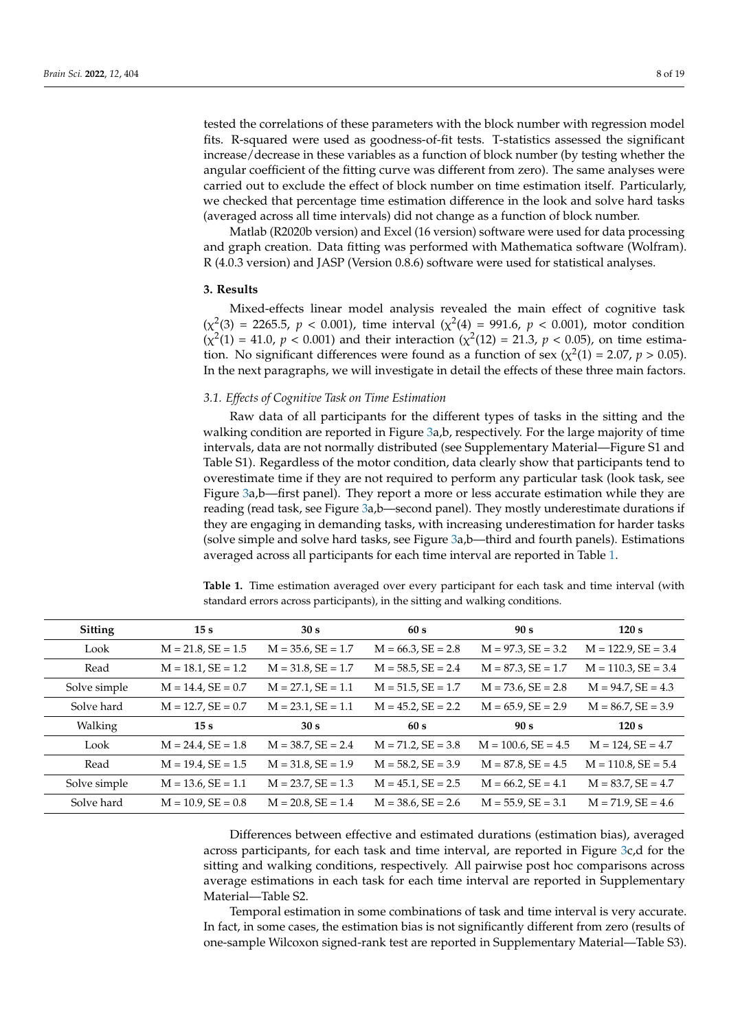tested the correlations of these parameters with the block number with regression model fits. R-squared were used as goodness-of-fit tests. T-statistics assessed the significant increase/decrease in these variables as a function of block number (by testing whether the angular coefficient of the fitting curve was different from zero). The same analyses were carried out to exclude the effect of block number on time estimation itself. Particularly, we checked that percentage time estimation difference in the look and solve hard tasks (averaged across all time intervals) did not change as a function of block number.

Matlab (R2020b version) and Excel (16 version) software were used for data processing and graph creation. Data fitting was performed with Mathematica software (Wolfram). R (4.0.3 version) and JASP (Version 0.8.6) software were used for statistical analyses.

## 3. Results

Mixed-effects linear model analysis revealed the main effect of cognitive task ($\chi^2(3) = 2265.5$, $p < 0.001$), time interval ($\chi^2(4) = 991.6$, $p < 0.001$), motor condition ($\chi^2(1) = 41.0$, $p < 0.001$) and their interaction ($\chi^2(12) = 21.3$, $p < 0.05$), on time estimation. No significant differences were found as a function of sex ($\chi^2(1) = 2.07$, $p > 0.05$). In the next paragraphs, we will investigate in detail the effects of these three main factors.

### *3.1. Effects of Cognitive Task on Time Estimation*

Raw data of all participants for the different types of tasks in the sitting and the walking condition are reported in Figure 3a,b, respectively. For the large majority of time intervals, data are not normally distributed (see Supplementary Material—Figure S1 and Table S1). Regardless of the motor condition, data clearly show that participants tend to overestimate time if they are not required to perform any particular task (look task, see Figure 3a,b—first panel). They report a more or less accurate estimation while they are reading (read task, see Figure 3a,b—second panel). They mostly underestimate durations if they are engaging in demanding tasks, with increasing underestimation for harder tasks (solve simple and solve hard tasks, see Figure 3a,b—third and fourth panels). Estimations averaged across all participants for each time interval are reported in Table 1.

**Table 1.** Time estimation averaged over every participant for each task and time interval (with standard errors across participants), in the sitting and walking conditions.

| **Sitting** | **15 s** | **30 s** | **60 s** | **90 s** | **120 s** |
|---|---|---|---|---|---|
| Look | M = 21.8, SE = 1.5 | M = 35.6, SE = 1.7 | M = 66.3, SE = 2.8 | M = 97.3, SE = 3.2 | M = 122.9, SE = 3.4 |
| Read | M = 18.1, SE = 1.2 | M = 31.8, SE = 1.7 | M = 58.5, SE = 2.4 | M = 87.3, SE = 1.7 | M = 110.3, SE = 3.4 |
| Solve simple | M = 14.4, SE = 0.7 | M = 27.1, SE = 1.1 | M = 51.5, SE = 1.7 | M = 73.6, SE = 2.8 | M = 94.7, SE = 4.3 |
| Solve hard | M = 12.7, SE = 0.7 | M = 23.1, SE = 1.1 | M = 45.2, SE = 2.2 | M = 65.9, SE = 2.9 | M = 86.7, SE = 3.9 |
| Walking | **15 s** | **30 s** | **60 s** | **90 s** | **120 s** |
| Look | M = 24.4, SE = 1.8 | M = 38.7, SE = 2.4 | M = 71.2, SE = 3.8 | M = 100.6, SE = 4.5 | M = 124, SE = 4.7 |
| Read | M = 19.4, SE = 1.5 | M = 31.8, SE = 1.9 | M = 58.2, SE = 3.9 | M = 87.8, SE = 4.5 | M = 110.8, SE = 5.4 |
| Solve simple | M = 13.6, SE = 1.1 | M = 23.7, SE = 1.3 | M = 45.1, SE = 2.5 | M = 66.2, SE = 4.1 | M = 83.7, SE = 4.7 |
| Solve hard | M = 10.9, SE = 0.8 | M = 20.8, SE = 1.4 | M = 38.6, SE = 2.6 | M = 55.9, SE = 3.1 | M = 71.9, SE = 4.6 |

Differences between effective and estimated durations (estimation bias), averaged across participants, for each task and time interval, are reported in Figure 3c,d for the sitting and walking conditions, respectively. All pairwise post hoc comparisons across average estimations in each task for each time interval are reported in Supplementary Material—Table S2.

Temporal estimation in some combinations of task and time interval is very accurate. In fact, in some cases, the estimation bias is not significantly different from zero (results of one-sample Wilcoxon signed-rank test are reported in Supplementary Material—Table S3).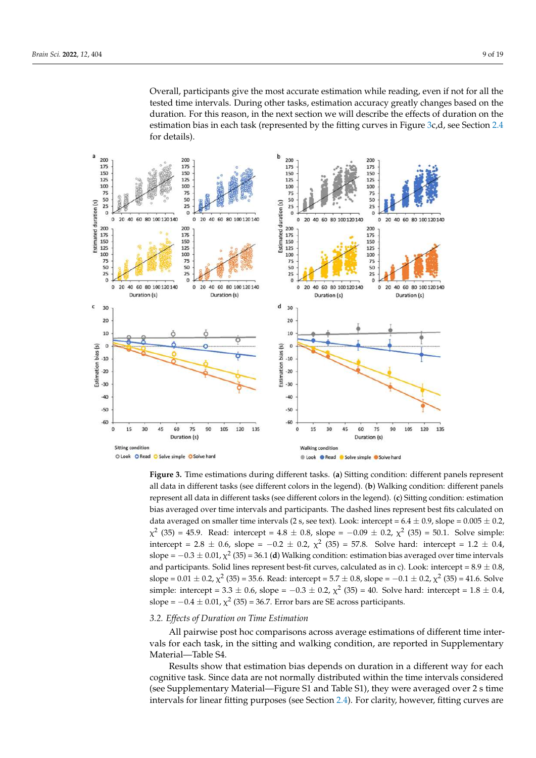Overall, participants give the most accurate estimation while reading, even if not for all the tested time intervals. During other tasks, estimation accuracy greatly changes based on the duration. For this reason, in the next section we will describe the effects of duration on the estimation bias in each task (represented by the fitting curves in Figure 3c,d, see Section 2.4 for details).

**Figure 3.** Time estimations during different tasks. (**a**) Sitting condition: different panels represent all data in different tasks (see different colors in the legend). (**b**) Walking condition: different panels represent all data in different tasks (see different colors in the legend). (**c**) Sitting condition: estimation bias averaged over time intervals and participants. The dashed lines represent best fits calculated on data averaged on smaller time intervals (2 s, see text). Look: intercept = 6.4 ± 0.9, slope = 0.005 ± 0.2, $\chi^2$ (35) = 45.9. Read: intercept = 4.8 ± 0.8, slope = −0.09 ± 0.2, $\chi^2$ (35) = 50.1. Solve simple: intercept = 2.8 ± 0.6, slope = −0.2 ± 0.2, $\chi^2$ (35) = 57.8. Solve hard: intercept = 1.2 ± 0.4, slope = −0.3 ± 0.01, $\chi^2$ (35) = 36.1 (**d**) Walking condition: estimation bias averaged over time intervals and participants. Solid lines represent best-fit curves, calculated as in c). Look: intercept = 8.9 ± 0.8, slope = 0.01 ± 0.2, $\chi^2$ (35) = 35.6. Read: intercept = 5.7 ± 0.8, slope = −0.1 ± 0.2, $\chi^2$ (35) = 41.6. Solve simple: intercept = 3.3 ± 0.6, slope = −0.3 ± 0.2, $\chi^2$ (35) = 40. Solve hard: intercept = 1.8 ± 0.4, slope = −0.4 ± 0.01, $\chi^2$ (35) = 36.7. Error bars are SE across participants.

### 3.2. Effects of Duration on Time Estimation

All pairwise post hoc comparisons across average estimations of different time intervals for each task, in the sitting and walking condition, are reported in Supplementary Material—Table S4.

Results show that estimation bias depends on duration in a different way for each cognitive task. Since data are not normally distributed within the time intervals considered (see Supplementary Material—Figure S1 and Table S1), they were averaged over 2 s time intervals for linear fitting purposes (see Section 2.4). For clarity, however, fitting curves are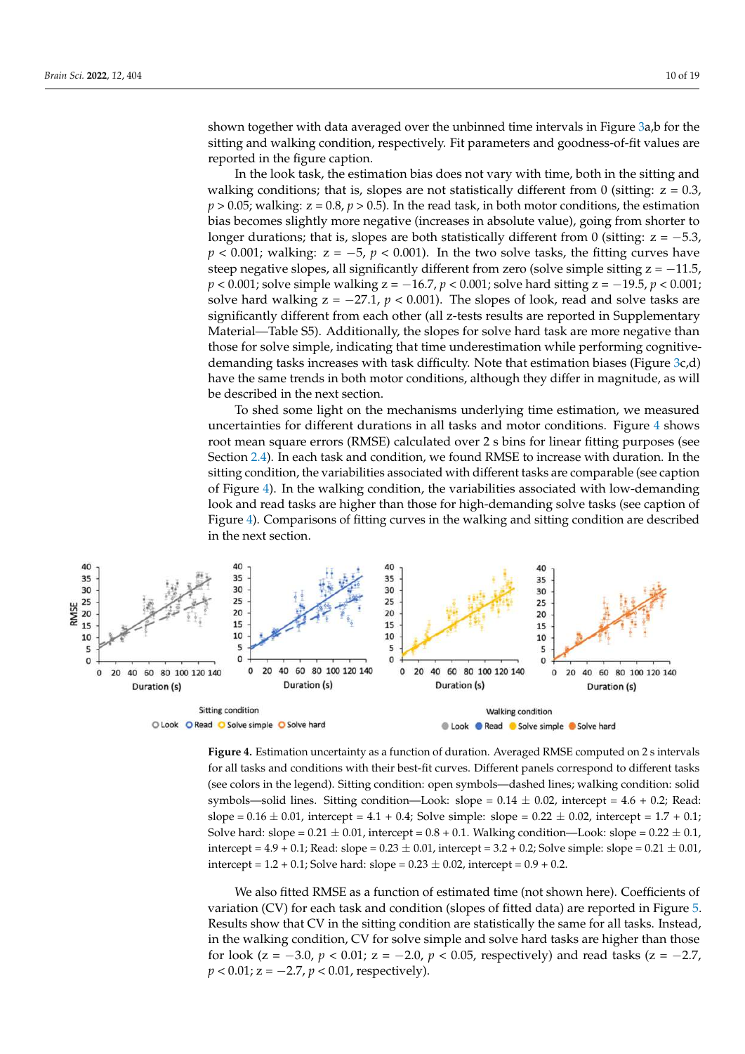shown together with data averaged over the unbinned time intervals in Figure 3a,b for the sitting and walking condition, respectively. Fit parameters and goodness-of-fit values are reported in the figure caption.

In the look task, the estimation bias does not vary with time, both in the sitting and walking conditions; that is, slopes are not statistically different from 0 (sitting: $z = 0.3$, $p > 0.05$; walking: $z = 0.8$, $p > 0.5$). In the read task, in both motor conditions, the estimation bias becomes slightly more negative (increases in absolute value), going from shorter to longer durations; that is, slopes are both statistically different from 0 (sitting: $z = -5.3$, $p < 0.001$; walking: $z = -5$, $p < 0.001$). In the two solve tasks, the fitting curves have steep negative slopes, all significantly different from zero (solve simple sitting $z = -11.5$, $p < 0.001$; solve simple walking $z = -16.7$, $p < 0.001$; solve hard sitting $z = -19.5$, $p < 0.001$; solve hard walking $z = -27.1$, $p < 0.001$). The slopes of look, read and solve tasks are significantly different from each other (all z-tests results are reported in Supplementary Material—Table S5). Additionally, the slopes for solve hard task are more negative than those for solve simple, indicating that time underestimation while performing cognitive-demanding tasks increases with task difficulty. Note that estimation biases (Figure 3c,d) have the same trends in both motor conditions, although they differ in magnitude, as will be described in the next section.

To shed some light on the mechanisms underlying time estimation, we measured uncertainties for different durations in all tasks and motor conditions. Figure 4 shows root mean square errors (RMSE) calculated over 2 s bins for linear fitting purposes (see Section 2.4). In each task and condition, we found RMSE to increase with duration. In the sitting condition, the variabilities associated with different tasks are comparable (see caption of Figure 4). In the walking condition, the variabilities associated with low-demanding look and read tasks are higher than those for high-demanding solve tasks (see caption of Figure 4). Comparisons of fitting curves in the walking and sitting condition are described in the next section.

**Figure 4.** Estimation uncertainty as a function of duration. Averaged RMSE computed on 2 s intervals for all tasks and conditions with their best-fit curves. Different panels correspond to different tasks (see colors in the legend). Sitting condition: open symbols—dashed lines; walking condition: solid symbols—solid lines. Sitting condition—Look: slope = 0.14 ± 0.02, intercept = 4.6 + 0.2; Read: slope = 0.16 ± 0.01, intercept = 4.1 + 0.4; Solve simple: slope = 0.22 ± 0.02, intercept = 1.7 + 0.1; Solve hard: slope = 0.21 ± 0.01, intercept = 0.8 + 0.1. Walking condition—Look: slope = 0.22 ± 0.1, intercept = 4.9 + 0.1; Read: slope = 0.23 ± 0.01, intercept = 3.2 + 0.2; Solve simple: slope = 0.21 ± 0.01, intercept = 1.2 + 0.1; Solve hard: slope = 0.23 ± 0.02, intercept = 0.9 + 0.2.

We also fitted RMSE as a function of estimated time (not shown here). Coefficients of variation (CV) for each task and condition (slopes of fitted data) are reported in Figure 5. Results show that CV in the sitting condition are statistically the same for all tasks. Instead, in the walking condition, CV for solve simple and solve hard tasks are higher than those for look ($z = -3.0$, $p < 0.01$; $z = -2.0$, $p < 0.05$, respectively) and read tasks ($z = -2.7$, $p < 0.01$; $z = -2.7$, $p < 0.01$, respectively).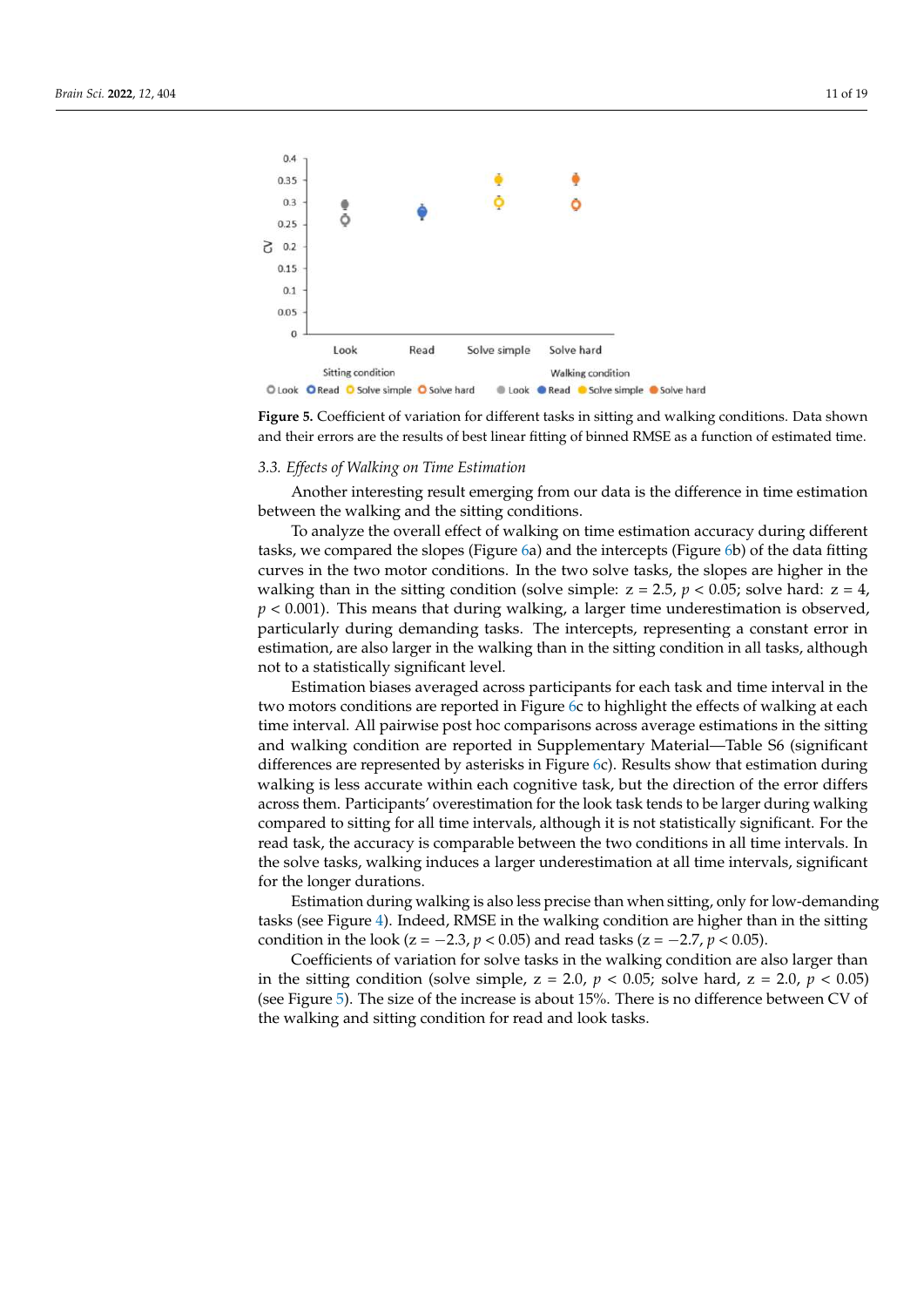**Figure 5.** Coefficient of variation for different tasks in sitting and walking conditions. Data shown and their errors are the results of best linear fitting of binned RMSE as a function of estimated time.

### 3.3. Effects of Walking on Time Estimation

Another interesting result emerging from our data is the difference in time estimation between the walking and the sitting conditions.

To analyze the overall effect of walking on time estimation accuracy during different tasks, we compared the slopes (Figure 6a) and the intercepts (Figure 6b) of the data fitting curves in the two motor conditions. In the two solve tasks, the slopes are higher in the walking than in the sitting condition (solve simple: $z = 2.5$, $p < 0.05$; solve hard: $z = 4$, $p < 0.001$). This means that during walking, a larger time underestimation is observed, particularly during demanding tasks. The intercepts, representing a constant error in estimation, are also larger in the walking than in the sitting condition in all tasks, although not to a statistically significant level.

Estimation biases averaged across participants for each task and time interval in the two motors conditions are reported in Figure 6c to highlight the effects of walking at each time interval. All pairwise post hoc comparisons across average estimations in the sitting and walking condition are reported in Supplementary Material—Table S6 (significant differences are represented by asterisks in Figure 6c). Results show that estimation during walking is less accurate within each cognitive task, but the direction of the error differs across them. Participants' overestimation for the look task tends to be larger during walking compared to sitting for all time intervals, although it is not statistically significant. For the read task, the accuracy is comparable between the two conditions in all time intervals. In the solve tasks, walking induces a larger underestimation at all time intervals, significant for the longer durations.

Estimation during walking is also less precise than when sitting, only for low-demanding tasks (see Figure 4). Indeed, RMSE in the walking condition are higher than in the sitting condition in the look ($z = -2.3$, $p < 0.05$) and read tasks ($z = -2.7$, $p < 0.05$).

Coefficients of variation for solve tasks in the walking condition are also larger than in the sitting condition (solve simple, $z = 2.0$, $p < 0.05$; solve hard, $z = 2.0$, $p < 0.05$) (see Figure 5). The size of the increase is about 15%. There is no difference between CV of the walking and sitting condition for read and look tasks.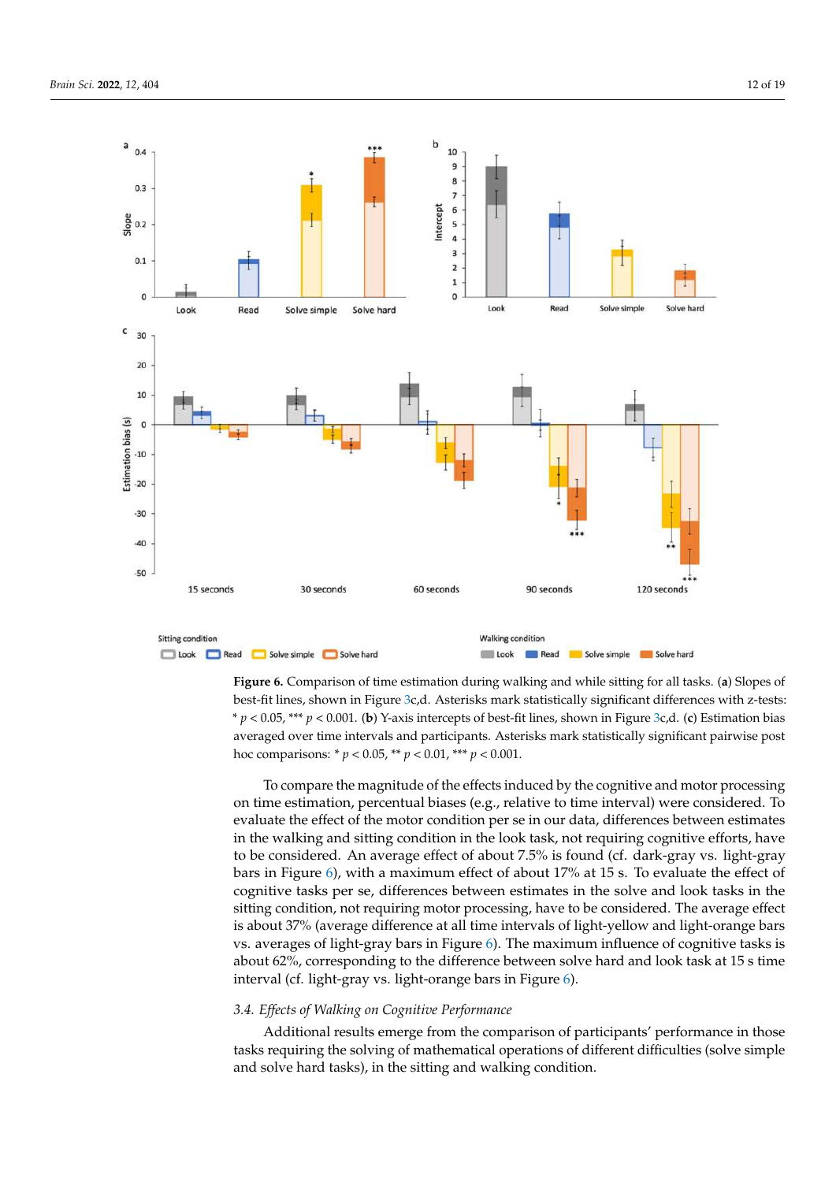**Figure 6.** Comparison of time estimation during walking and while sitting for all tasks. (**a**) Slopes of best-fit lines, shown in Figure 3c,d. Asterisks mark statistically significant differences with z-tests: * $p < 0.05$, *** $p < 0.001$. (**b**) Y-axis intercepts of best-fit lines, shown in Figure 3c,d. (**c**) Estimation bias averaged over time intervals and participants. Asterisks mark statistically significant pairwise post hoc comparisons: * $p < 0.05$, ** $p < 0.01$, *** $p < 0.001$.

To compare the magnitude of the effects induced by the cognitive and motor processing on time estimation, percentual biases (e.g., relative to time interval) were considered. To evaluate the effect of the motor condition per se in our data, differences between estimates in the walking and sitting condition in the look task, not requiring cognitive efforts, have to be considered. An average effect of about 7.5% is found (cf. dark-gray vs. light-gray bars in Figure 6), with a maximum effect of about 17% at 15 s. To evaluate the effect of cognitive tasks per se, differences between estimates in the solve and look tasks in the sitting condition, not requiring motor processing, have to be considered. The average effect is about 37% (average difference at all time intervals of light-yellow and light-orange bars vs. averages of light-gray bars in Figure 6). The maximum influence of cognitive tasks is about 62%, corresponding to the difference between solve hard and look task at 15 s time interval (cf. light-gray vs. light-orange bars in Figure 6).

### 3.4. Effects of Walking on Cognitive Performance

Additional results emerge from the comparison of participants' performance in those tasks requiring the solving of mathematical operations of different difficulties (solve simple and solve hard tasks), in the sitting and walking condition.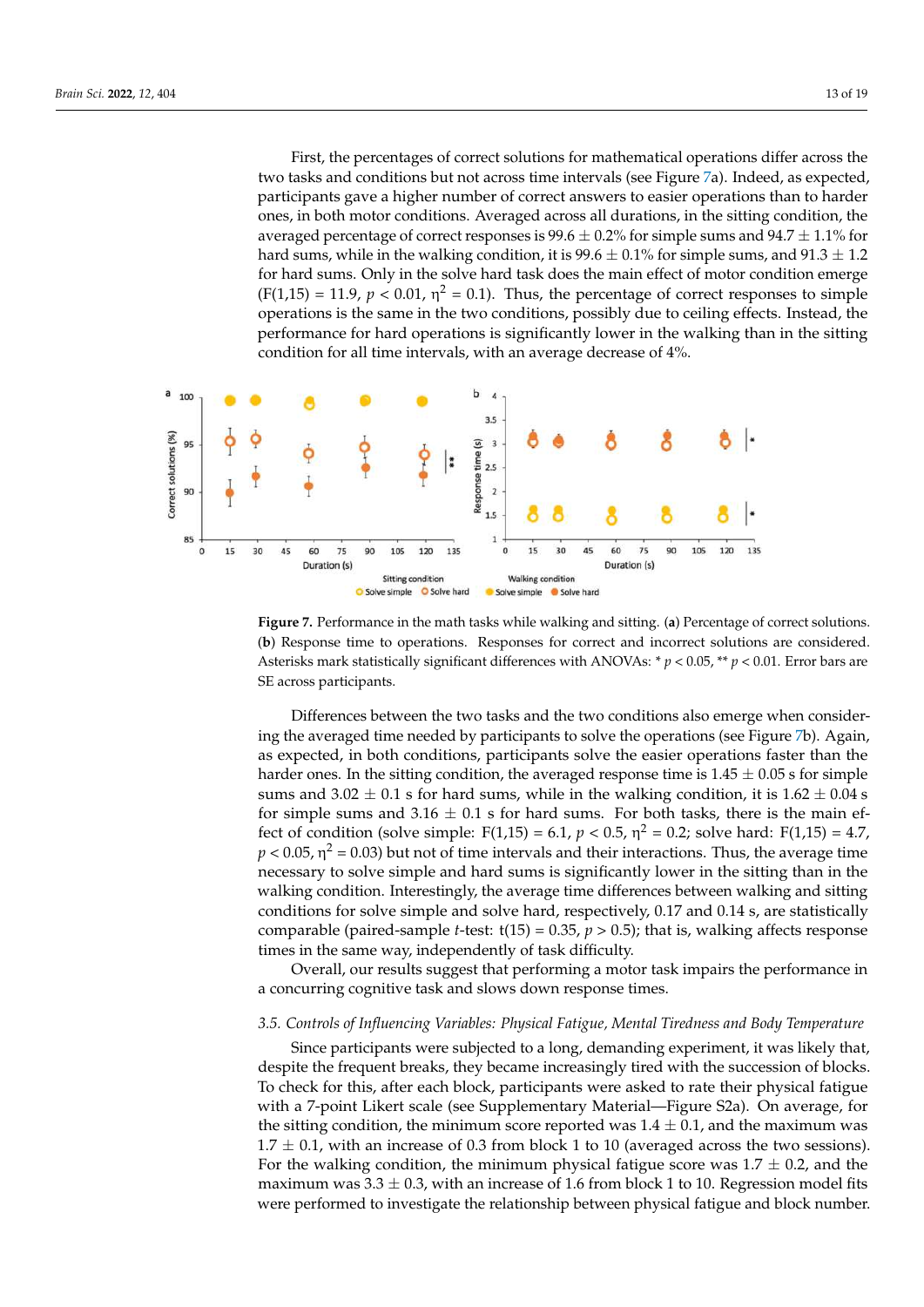First, the percentages of correct solutions for mathematical operations differ across the two tasks and conditions but not across time intervals (see Figure 7a). Indeed, as expected, participants gave a higher number of correct answers to easier operations than to harder ones, in both motor conditions. Averaged across all durations, in the sitting condition, the averaged percentage of correct responses is 99.6 ± 0.2% for simple sums and 94.7 ± 1.1% for hard sums, while in the walking condition, it is 99.6 ± 0.1% for simple sums, and 91.3 ± 1.2 for hard sums. Only in the solve hard task does the main effect of motor condition emerge ($F(1,15) = 11.9$, $p < 0.01$, $\eta^2 = 0.1$). Thus, the percentage of correct responses to simple operations is the same in the two conditions, possibly due to ceiling effects. Instead, the performance for hard operations is significantly lower in the walking than in the sitting condition for all time intervals, with an average decrease of 4%.

**Figure 7.** Performance in the math tasks while walking and sitting. (**a**) Percentage of correct solutions. (**b**) Response time to operations. Responses for correct and incorrect solutions are considered. Asterisks mark statistically significant differences with ANOVAs: * $p < 0.05$, ** $p < 0.01$. Error bars are SE across participants.

Differences between the two tasks and the two conditions also emerge when considering the averaged time needed by participants to solve the operations (see Figure 7b). Again, as expected, in both conditions, participants solve the easier operations faster than the harder ones. In the sitting condition, the averaged response time is 1.45 ± 0.05 s for simple sums and 3.02 ± 0.1 s for hard sums, while in the walking condition, it is 1.62 ± 0.04 s for simple sums and 3.16 ± 0.1 s for hard sums. For both tasks, there is the main effect of condition (solve simple: $F(1,15) = 6.1$, $p < 0.5$, $\eta^2 = 0.2$; solve hard: $F(1,15) = 4.7$, $p < 0.05$, $\eta^2 = 0.03$) but not of time intervals and their interactions. Thus, the average time necessary to solve simple and hard sums is significantly lower in the sitting than in the walking condition. Interestingly, the average time differences between walking and sitting conditions for solve simple and solve hard, respectively, 0.17 and 0.14 s, are statistically comparable (paired-sample *t*-test: $t(15) = 0.35$, $p > 0.5$); that is, walking affects response times in the same way, independently of task difficulty.

Overall, our results suggest that performing a motor task impairs the performance in a concurring cognitive task and slows down response times.

### 3.5. Controls of Influencing Variables: Physical Fatigue, Mental Tiredness and Body Temperature

Since participants were subjected to a long, demanding experiment, it was likely that, despite the frequent breaks, they became increasingly tired with the succession of blocks. To check for this, after each block, participants were asked to rate their physical fatigue with a 7-point Likert scale (see Supplementary Material—Figure S2a). On average, for the sitting condition, the minimum score reported was 1.4 ± 0.1, and the maximum was 1.7 ± 0.1, with an increase of 0.3 from block 1 to 10 (averaged across the two sessions). For the walking condition, the minimum physical fatigue score was 1.7 ± 0.2, and the maximum was 3.3 ± 0.3, with an increase of 1.6 from block 1 to 10. Regression model fits were performed to investigate the relationship between physical fatigue and block number.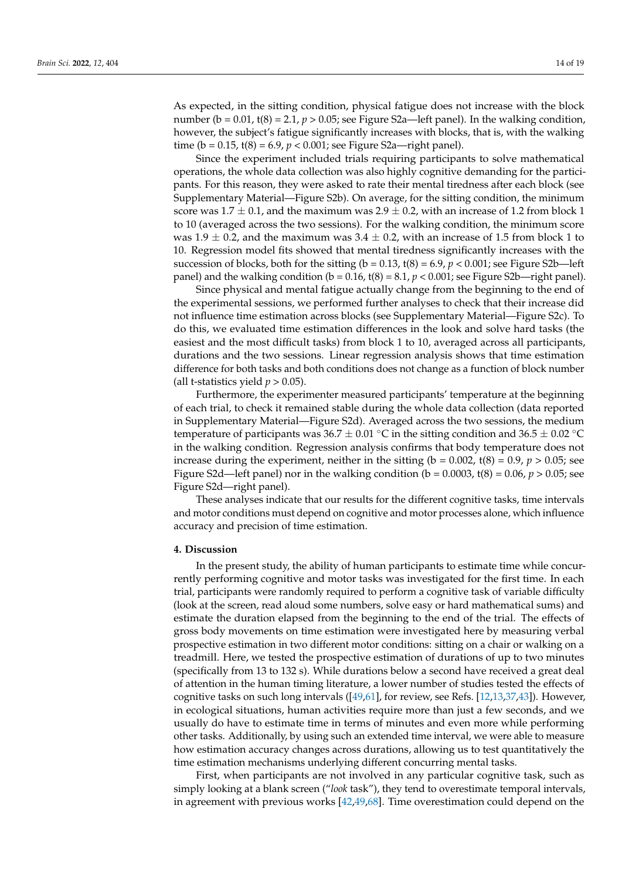As expected, in the sitting condition, physical fatigue does not increase with the block number (b = 0.01, $t(8) = 2.1$, $p > 0.05$; see Figure S2a—left panel). In the walking condition, however, the subject's fatigue significantly increases with blocks, that is, with the walking time (b = 0.15, $t(8) = 6.9$, $p < 0.001$; see Figure S2a—right panel).

Since the experiment included trials requiring participants to solve mathematical operations, the whole data collection was also highly cognitive demanding for the participants. For this reason, they were asked to rate their mental tiredness after each block (see Supplementary Material—Figure S2b). On average, for the sitting condition, the minimum score was $1.7 \pm 0.1$, and the maximum was $2.9 \pm 0.2$, with an increase of 1.2 from block 1 to 10 (averaged across the two sessions). For the walking condition, the minimum score was $1.9 \pm 0.2$, and the maximum was $3.4 \pm 0.2$, with an increase of 1.5 from block 1 to 10. Regression model fits showed that mental tiredness significantly increases with the succession of blocks, both for the sitting (b = 0.13, $t(8) = 6.9$, $p < 0.001$; see Figure S2b—left panel) and the walking condition (b = 0.16, $t(8) = 8.1$, $p < 0.001$; see Figure S2b—right panel).

Since physical and mental fatigue actually change from the beginning to the end of the experimental sessions, we performed further analyses to check that their increase did not influence time estimation across blocks (see Supplementary Material—Figure S2c). To do this, we evaluated time estimation differences in the look and solve hard tasks (the easiest and the most difficult tasks) from block 1 to 10, averaged across all participants, durations and the two sessions. Linear regression analysis shows that time estimation difference for both tasks and both conditions does not change as a function of block number (all t-statistics yield $p > 0.05$).

Furthermore, the experimenter measured participants' temperature at the beginning of each trial, to check it remained stable during the whole data collection (data reported in Supplementary Material—Figure S2d). Averaged across the two sessions, the medium temperature of participants was $36.7 \pm 0.01$ °C in the sitting condition and $36.5 \pm 0.02$ °C in the walking condition. Regression analysis confirms that body temperature does not increase during the experiment, neither in the sitting (b = 0.002, $t(8) = 0.9$, $p > 0.05$; see Figure S2d—left panel) nor in the walking condition (b = 0.0003, $t(8) = 0.06$, $p > 0.05$; see Figure S2d—right panel).

These analyses indicate that our results for the different cognitive tasks, time intervals and motor conditions must depend on cognitive and motor processes alone, which influence accuracy and precision of time estimation.

## 4. Discussion

In the present study, the ability of human participants to estimate time while concurrently performing cognitive and motor tasks was investigated for the first time. In each trial, participants were randomly required to perform a cognitive task of variable difficulty (look at the screen, read aloud some numbers, solve easy or hard mathematical sums) and estimate the duration elapsed from the beginning to the end of the trial. The effects of gross body movements on time estimation were investigated here by measuring verbal prospective estimation in two different motor conditions: sitting on a chair or walking on a treadmill. Here, we tested the prospective estimation of durations of up to two minutes (specifically from 13 to 132 s). While durations below a second have received a great deal of attention in the human timing literature, a lower number of studies tested the effects of cognitive tasks on such long intervals ([49,61], for review, see Refs. [12,13,37,43]). However, in ecological situations, human activities require more than just a few seconds, and we usually do have to estimate time in terms of minutes and even more while performing other tasks. Additionally, by using such an extended time interval, we were able to measure how estimation accuracy changes across durations, allowing us to test quantitatively the time estimation mechanisms underlying different concurring mental tasks.

First, when participants are not involved in any particular cognitive task, such as simply looking at a blank screen ("*look* task"), they tend to overestimate temporal intervals, in agreement with previous works [42,49,68]. Time overestimation could depend on the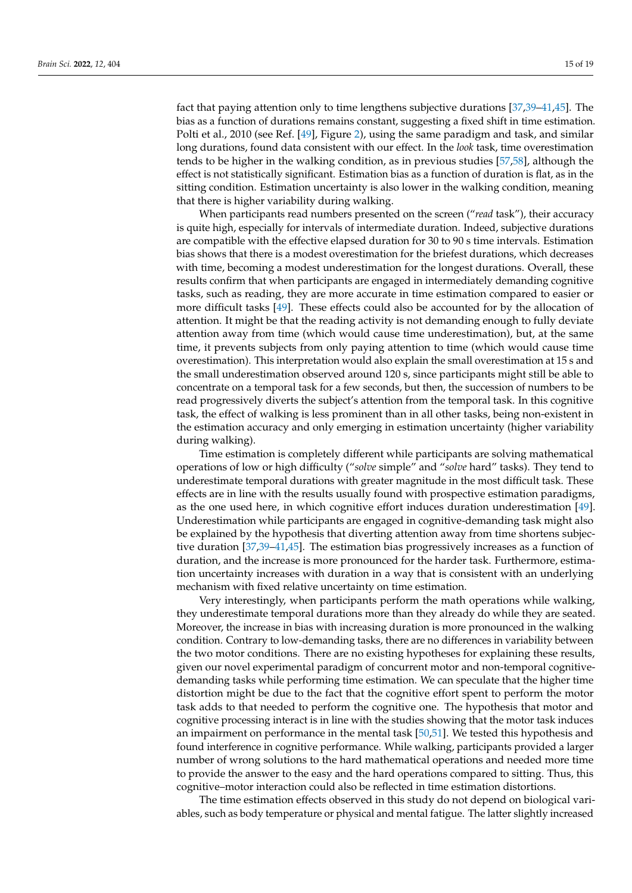fact that paying attention only to time lengthens subjective durations [37,39–41,45]. The bias as a function of durations remains constant, suggesting a fixed shift in time estimation. Polti et al., 2010 (see Ref. [49], Figure 2), using the same paradigm and task, and similar long durations, found data consistent with our effect. In the *look* task, time overestimation tends to be higher in the walking condition, as in previous studies [57,58], although the effect is not statistically significant. Estimation bias as a function of duration is flat, as in the sitting condition. Estimation uncertainty is also lower in the walking condition, meaning that there is higher variability during walking.

When participants read numbers presented on the screen ("*read* task"), their accuracy is quite high, especially for intervals of intermediate duration. Indeed, subjective durations are compatible with the effective elapsed duration for 30 to 90 s time intervals. Estimation bias shows that there is a modest overestimation for the briefest durations, which decreases with time, becoming a modest underestimation for the longest durations. Overall, these results confirm that when participants are engaged in intermediately demanding cognitive tasks, such as reading, they are more accurate in time estimation compared to easier or more difficult tasks [49]. These effects could also be accounted for by the allocation of attention. It might be that the reading activity is not demanding enough to fully deviate attention away from time (which would cause time underestimation), but, at the same time, it prevents subjects from only paying attention to time (which would cause time overestimation). This interpretation would also explain the small overestimation at 15 s and the small underestimation observed around 120 s, since participants might still be able to concentrate on a temporal task for a few seconds, but then, the succession of numbers to be read progressively diverts the subject's attention from the temporal task. In this cognitive task, the effect of walking is less prominent than in all other tasks, being non-existent in the estimation accuracy and only emerging in estimation uncertainty (higher variability during walking).

Time estimation is completely different while participants are solving mathematical operations of low or high difficulty ("*solve* simple" and "*solve* hard" tasks). They tend to underestimate temporal durations with greater magnitude in the most difficult task. These effects are in line with the results usually found with prospective estimation paradigms, as the one used here, in which cognitive effort induces duration underestimation [49]. Underestimation while participants are engaged in cognitive-demanding task might also be explained by the hypothesis that diverting attention away from time shortens subjective duration [37,39–41,45]. The estimation bias progressively increases as a function of duration, and the increase is more pronounced for the harder task. Furthermore, estimation uncertainty increases with duration in a way that is consistent with an underlying mechanism with fixed relative uncertainty on time estimation.

Very interestingly, when participants perform the math operations while walking, they underestimate temporal durations more than they already do while they are seated. Moreover, the increase in bias with increasing duration is more pronounced in the walking condition. Contrary to low-demanding tasks, there are no differences in variability between the two motor conditions. There are no existing hypotheses for explaining these results, given our novel experimental paradigm of concurrent motor and non-temporal cognitive-demanding tasks while performing time estimation. We can speculate that the higher time distortion might be due to the fact that the cognitive effort spent to perform the motor task adds to that needed to perform the cognitive one. The hypothesis that motor and cognitive processing interact is in line with the studies showing that the motor task induces an impairment on performance in the mental task [50,51]. We tested this hypothesis and found interference in cognitive performance. While walking, participants provided a larger number of wrong solutions to the hard mathematical operations and needed more time to provide the answer to the easy and the hard operations compared to sitting. Thus, this cognitive–motor interaction could also be reflected in time estimation distortions.

The time estimation effects observed in this study do not depend on biological variables, such as body temperature or physical and mental fatigue. The latter slightly increased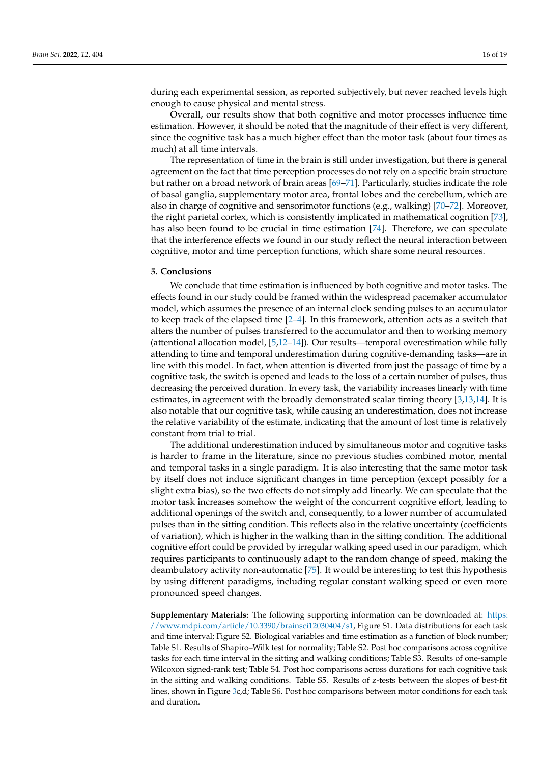during each experimental session, as reported subjectively, but never reached levels high enough to cause physical and mental stress.

Overall, our results show that both cognitive and motor processes influence time estimation. However, it should be noted that the magnitude of their effect is very different, since the cognitive task has a much higher effect than the motor task (about four times as much) at all time intervals.

The representation of time in the brain is still under investigation, but there is general agreement on the fact that time perception processes do not rely on a specific brain structure but rather on a broad network of brain areas [69–71]. Particularly, studies indicate the role of basal ganglia, supplementary motor area, frontal lobes and the cerebellum, which are also in charge of cognitive and sensorimotor functions (e.g., walking) [70–72]. Moreover, the right parietal cortex, which is consistently implicated in mathematical cognition [73], has also been found to be crucial in time estimation [74]. Therefore, we can speculate that the interference effects we found in our study reflect the neural interaction between cognitive, motor and time perception functions, which share some neural resources.

## 5. Conclusions

We conclude that time estimation is influenced by both cognitive and motor tasks. The effects found in our study could be framed within the widespread pacemaker accumulator model, which assumes the presence of an internal clock sending pulses to an accumulator to keep track of the elapsed time [2–4]. In this framework, attention acts as a switch that alters the number of pulses transferred to the accumulator and then to working memory (attentional allocation model, [5,12–14]). Our results—temporal overestimation while fully attending to time and temporal underestimation during cognitive-demanding tasks—are in line with this model. In fact, when attention is diverted from just the passage of time by a cognitive task, the switch is opened and leads to the loss of a certain number of pulses, thus decreasing the perceived duration. In every task, the variability increases linearly with time estimates, in agreement with the broadly demonstrated scalar timing theory [3,13,14]. It is also notable that our cognitive task, while causing an underestimation, does not increase the relative variability of the estimate, indicating that the amount of lost time is relatively constant from trial to trial.

The additional underestimation induced by simultaneous motor and cognitive tasks is harder to frame in the literature, since no previous studies combined motor, mental and temporal tasks in a single paradigm. It is also interesting that the same motor task by itself does not induce significant changes in time perception (except possibly for a slight extra bias), so the two effects do not simply add linearly. We can speculate that the motor task increases somehow the weight of the concurrent cognitive effort, leading to additional openings of the switch and, consequently, to a lower number of accumulated pulses than in the sitting condition. This reflects also in the relative uncertainty (coefficients of variation), which is higher in the walking than in the sitting condition. The additional cognitive effort could be provided by irregular walking speed used in our paradigm, which requires participants to continuously adapt to the random change of speed, making the deambulatory activity non-automatic [75]. It would be interesting to test this hypothesis by using different paradigms, including regular constant walking speed or even more pronounced speed changes.

**Supplementary Materials:** The following supporting information can be downloaded at: https://www.mdpi.com/article/10.3390/brainsci12030404/s1, Figure S1. Data distributions for each task and time interval; Figure S2. Biological variables and time estimation as a function of block number; Table S1. Results of Shapiro–Wilk test for normality; Table S2. Post hoc comparisons across cognitive tasks for each time interval in the sitting and walking conditions; Table S3. Results of one-sample Wilcoxon signed-rank test; Table S4. Post hoc comparisons across durations for each cognitive task in the sitting and walking conditions. Table S5. Results of z-tests between the slopes of best-fit lines, shown in Figure 3c,d; Table S6. Post hoc comparisons between motor conditions for each task and duration.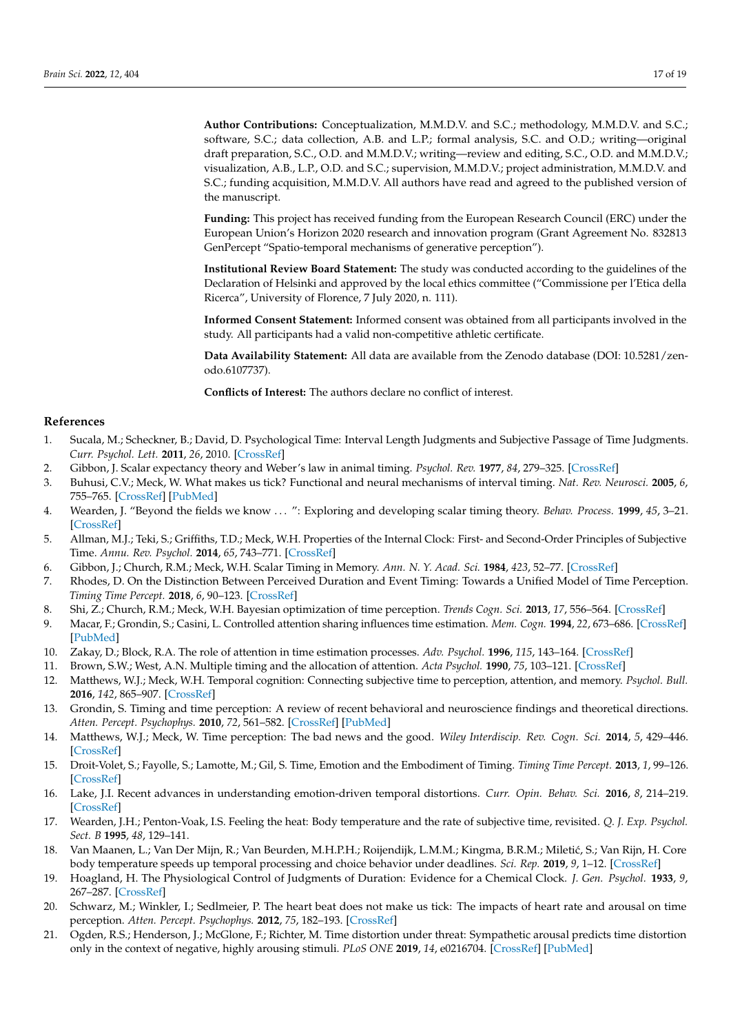**Author Contributions:** Conceptualization, M.M.D.V. and S.C.; methodology, M.M.D.V. and S.C.; software, S.C.; data collection, A.B. and L.P.; formal analysis, S.C. and O.D.; writing—original draft preparation, S.C., O.D. and M.M.D.V.; writing—review and editing, S.C., O.D. and M.M.D.V.; visualization, A.B., L.P., O.D. and S.C.; supervision, M.M.D.V.; project administration, M.M.D.V. and S.C.; funding acquisition, M.M.D.V. All authors have read and agreed to the published version of the manuscript.

**Funding:** This project has received funding from the European Research Council (ERC) under the European Union's Horizon 2020 research and innovation program (Grant Agreement No. 832813 GenPercept "Spatio-temporal mechanisms of generative perception").

**Institutional Review Board Statement:** The study was conducted according to the guidelines of the Declaration of Helsinki and approved by the local ethics committee ("Commissione per l'Etica della Ricerca", University of Florence, 7 July 2020, n. 111).

**Informed Consent Statement:** Informed consent was obtained from all participants involved in the study. All participants had a valid non-competitive athletic certificate.

**Data Availability Statement:** All data are available from the Zenodo database (DOI: 10.5281/zenodo.6107737).

**Conflicts of Interest:** The authors declare no conflict of interest.

## References

1. Sucala, M.; Scheckner, B.; David, D. Psychological Time: Interval Length Judgments and Subjective Passage of Time Judgments. *Curr. Psychol. Lett.* **2011**, *26*, 2010. [CrossRef]
2. Gibbon, J. Scalar expectancy theory and Weber's law in animal timing. *Psychol. Rev.* **1977**, *84*, 279–325. [CrossRef]
3. Buhusi, C.V.; Meck, W. What makes us tick? Functional and neural mechanisms of interval timing. *Nat. Rev. Neurosci.* **2005**, *6*, 755–765. [CrossRef] [PubMed]
4. Wearden, J. "Beyond the fields we know ... ": Exploring and developing scalar timing theory. *Behav. Process.* **1999**, *45*, 3–21. [CrossRef]
5. Allman, M.J.; Teki, S.; Griffiths, T.D.; Meck, W.H. Properties of the Internal Clock: First- and Second-Order Principles of Subjective Time. *Annu. Rev. Psychol.* **2014**, *65*, 743–771. [CrossRef]
6. Gibbon, J.; Church, R.M.; Meck, W.H. Scalar Timing in Memory. *Ann. N. Y. Acad. Sci.* **1984**, *423*, 52–77. [CrossRef]
7. Rhodes, D. On the Distinction Between Perceived Duration and Event Timing: Towards a Unified Model of Time Perception. *Timing Time Percept.* **2018**, *6*, 90–123. [CrossRef]
8. Shi, Z.; Church, R.M.; Meck, W.H. Bayesian optimization of time perception. *Trends Cogn. Sci.* **2013**, *17*, 556–564. [CrossRef]
9. Macar, F.; Grondin, S.; Casini, L. Controlled attention sharing influences time estimation. *Mem. Cogn.* **1994**, *22*, 673–686. [CrossRef] [PubMed]
10. Zakay, D.; Block, R.A. The role of attention in time estimation processes. *Adv. Psychol.* **1996**, *115*, 143–164. [CrossRef]
11. Brown, S.W.; West, A.N. Multiple timing and the allocation of attention. *Acta Psychol.* **1990**, *75*, 103–121. [CrossRef]
12. Matthews, W.J.; Meck, W.H. Temporal cognition: Connecting subjective time to perception, attention, and memory. *Psychol. Bull.* **2016**, *142*, 865–907. [CrossRef]
13. Grondin, S. Timing and time perception: A review of recent behavioral and neuroscience findings and theoretical directions. *Atten. Percept. Psychophys.* **2010**, *72*, 561–582. [CrossRef] [PubMed]
14. Matthews, W.J.; Meck, W. Time perception: The bad news and the good. *Wiley Interdiscip. Rev. Cogn. Sci.* **2014**, *5*, 429–446. [CrossRef]
15. Droit-Volet, S.; Fayolle, S.; Lamotte, M.; Gil, S. Time, Emotion and the Embodiment of Timing. *Timing Time Percept.* **2013**, *1*, 99–126. [CrossRef]
16. Lake, J.I. Recent advances in understanding emotion-driven temporal distortions. *Curr. Opin. Behav. Sci.* **2016**, *8*, 214–219. [CrossRef]
17. Wearden, J.H.; Penton-Voak, I.S. Feeling the heat: Body temperature and the rate of subjective time, revisited. *Q. J. Exp. Psychol. Sect. B* **1995**, *48*, 129–141.
18. Van Maanen, L.; Van Der Mijn, R.; Van Beurden, M.H.P.H.; Roijendijk, L.M.M.; Kingma, B.R.M.; Miletić, S.; Van Rijn, H. Core body temperature speeds up temporal processing and choice behavior under deadlines. *Sci. Rep.* **2019**, *9*, 1–12. [CrossRef]
19. Hoagland, H. The Physiological Control of Judgments of Duration: Evidence for a Chemical Clock. *J. Gen. Psychol.* **1933**, *9*, 267–287. [CrossRef]
20. Schwarz, M.; Winkler, I.; Sedlmeier, P. The heart beat does not make us tick: The impacts of heart rate and arousal on time perception. *Atten. Percept. Psychophys.* **2012**, *75*, 182–193. [CrossRef]
21. Ogden, R.S.; Henderson, J.; McGlone, F.; Richter, M. Time distortion under threat: Sympathetic arousal predicts time distortion only in the context of negative, highly arousing stimuli. *PLoS ONE* **2019**, *14*, e0216704. [CrossRef] [PubMed]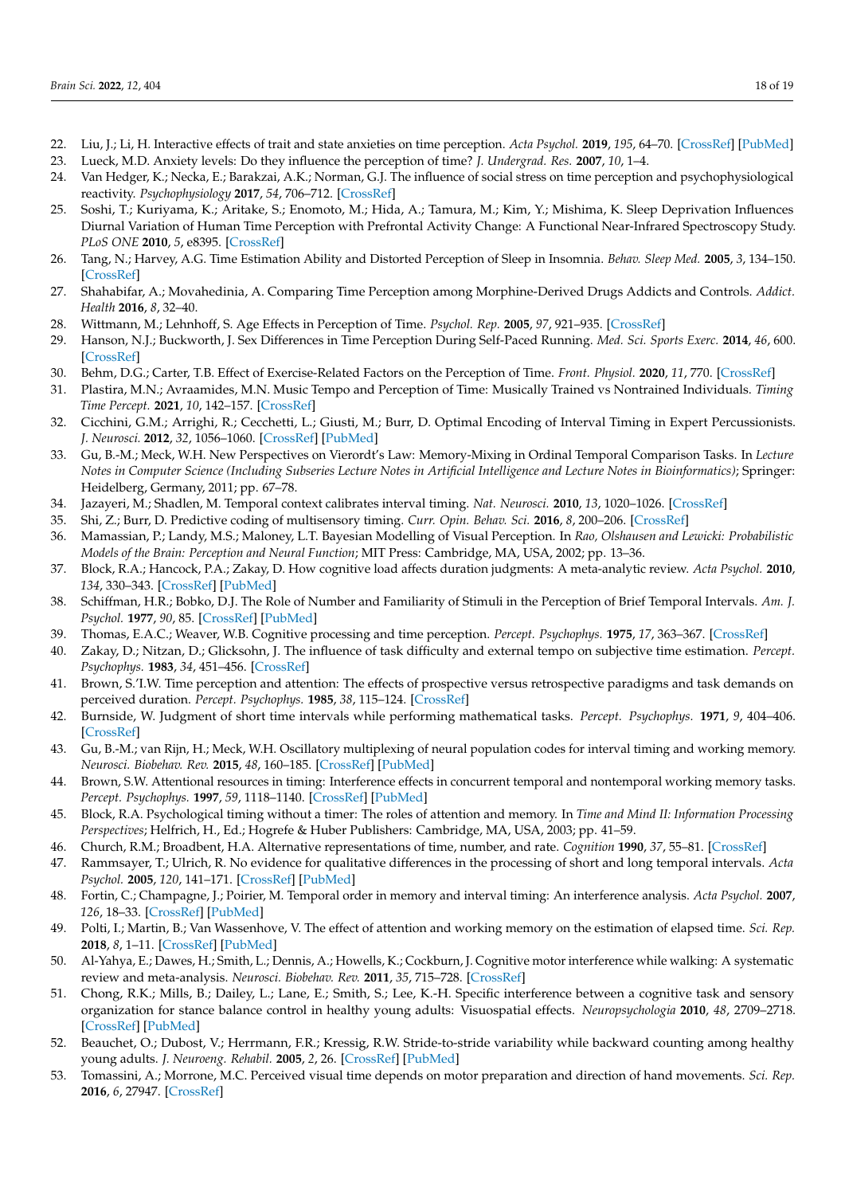22. Liu, J.; Li, H. Interactive effects of trait and state anxieties on time perception. *Acta Psychol.* **2019**, *195*, 64–70. [CrossRef] [PubMed]
23. Lueck, M.D. Anxiety levels: Do they influence the perception of time? *J. Undergrad. Res.* **2007**, *10*, 1–4.
24. Van Hedger, K.; Necka, E.; Barakzai, A.K.; Norman, G.J. The influence of social stress on time perception and psychophysiological reactivity. *Psychophysiology* **2017**, *54*, 706–712. [CrossRef]
25. Soshi, T.; Kuriyama, K.; Aritake, S.; Enomoto, M.; Hida, A.; Tamura, M.; Kim, Y.; Mishima, K. Sleep Deprivation Influences Diurnal Variation of Human Time Perception with Prefrontal Activity Change: A Functional Near-Infrared Spectroscopy Study. *PLoS ONE* **2010**, *5*, e8395. [CrossRef]
26. Tang, N.; Harvey, A.G. Time Estimation Ability and Distorted Perception of Sleep in Insomnia. *Behav. Sleep Med.* **2005**, *3*, 134–150. [CrossRef]
27. Shahabifar, A.; Movahedinia, A. Comparing Time Perception among Morphine-Derived Drugs Addicts and Controls. *Addict. Health* **2016**, *8*, 32–40.
28. Wittmann, M.; Lehnhoff, S. Age Effects in Perception of Time. *Psychol. Rep.* **2005**, *97*, 921–935. [CrossRef]
29. Hanson, N.J.; Buckworth, J. Sex Differences in Time Perception During Self-Paced Running. *Med. Sci. Sports Exerc.* **2014**, *46*, 600. [CrossRef]
30. Behm, D.G.; Carter, T.B. Effect of Exercise-Related Factors on the Perception of Time. *Front. Physiol.* **2020**, *11*, 770. [CrossRef]
31. Plastira, M.N.; Avraamides, M.N. Music Tempo and Perception of Time: Musically Trained vs Nontrained Individuals. *Timing Time Percept.* **2021**, *10*, 142–157. [CrossRef]
32. Cicchini, G.M.; Arrighi, R.; Cecchetti, L.; Giusti, M.; Burr, D. Optimal Encoding of Interval Timing in Expert Percussionists. *J. Neurosci.* **2012**, *32*, 1056–1060. [CrossRef] [PubMed]
33. Gu, B.-M.; Meck, W.H. New Perspectives on Vierordt's Law: Memory-Mixing in Ordinal Temporal Comparison Tasks. In *Lecture Notes in Computer Science (Including Subseries Lecture Notes in Artificial Intelligence and Lecture Notes in Bioinformatics)*; Springer: Heidelberg, Germany, 2011; pp. 67–78.
34. Jazayeri, M.; Shadlen, M. Temporal context calibrates interval timing. *Nat. Neurosci.* **2010**, *13*, 1020–1026. [CrossRef]
35. Shi, Z.; Burr, D. Predictive coding of multisensory timing. *Curr. Opin. Behav. Sci.* **2016**, *8*, 200–206. [CrossRef]
36. Mamassian, P.; Landy, M.S.; Maloney, L.T. Bayesian Modelling of Visual Perception. In *Rao, Olshausen and Lewicki: Probabilistic Models of the Brain: Perception and Neural Function*; MIT Press: Cambridge, MA, USA, 2002; pp. 13–36.
37. Block, R.A.; Hancock, P.A.; Zakay, D. How cognitive load affects duration judgments: A meta-analytic review. *Acta Psychol.* **2010**, *134*, 330–343. [CrossRef] [PubMed]
38. Schiffman, H.R.; Bobko, D.J. The Role of Number and Familiarity of Stimuli in the Perception of Brief Temporal Intervals. *Am. J. Psychol.* **1977**, *90*, 85. [CrossRef] [PubMed]
39. Thomas, E.A.C.; Weaver, W.B. Cognitive processing and time perception. *Percept. Psychophys.* **1975**, *17*, 363–367. [CrossRef]
40. Zakay, D.; Nitzan, D.; Glicksohn, J. The influence of task difficulty and external tempo on subjective time estimation. *Percept. Psychophys.* **1983**, *34*, 451–456. [CrossRef]
41. Brown, S.'I.W. Time perception and attention: The effects of prospective versus retrospective paradigms and task demands on perceived duration. *Percept. Psychophys.* **1985**, *38*, 115–124. [CrossRef]
42. Burnside, W. Judgment of short time intervals while performing mathematical tasks. *Percept. Psychophys.* **1971**, *9*, 404–406. [CrossRef]
43. Gu, B.-M.; van Rijn, H.; Meck, W.H. Oscillatory multiplexing of neural population codes for interval timing and working memory. *Neurosci. Biobehav. Rev.* **2015**, *48*, 160–185. [CrossRef] [PubMed]
44. Brown, S.W. Attentional resources in timing: Interference effects in concurrent temporal and nontemporal working memory tasks. *Percept. Psychophys.* **1997**, *59*, 1118–1140. [CrossRef] [PubMed]
45. Block, R.A. Psychological timing without a timer: The roles of attention and memory. In *Time and Mind II: Information Processing Perspectives*; Helfrich, H., Ed.; Hogrefe & Huber Publishers: Cambridge, MA, USA, 2003; pp. 41–59.
46. Church, R.M.; Broadbent, H.A. Alternative representations of time, number, and rate. *Cognition* **1990**, *37*, 55–81. [CrossRef]
47. Rammsayer, T.; Ulrich, R. No evidence for qualitative differences in the processing of short and long temporal intervals. *Acta Psychol.* **2005**, *120*, 141–171. [CrossRef] [PubMed]
48. Fortin, C.; Champagne, J.; Poirier, M. Temporal order in memory and interval timing: An interference analysis. *Acta Psychol.* **2007**, *126*, 18–33. [CrossRef] [PubMed]
49. Polti, I.; Martin, B.; Van Wassenhove, V. The effect of attention and working memory on the estimation of elapsed time. *Sci. Rep.* **2018**, *8*, 1–11. [CrossRef] [PubMed]
50. Al-Yahya, E.; Dawes, H.; Smith, L.; Dennis, A.; Howells, K.; Cockburn, J. Cognitive motor interference while walking: A systematic review and meta-analysis. *Neurosci. Biobehav. Rev.* **2011**, *35*, 715–728. [CrossRef]
51. Chong, R.K.; Mills, B.; Dailey, L.; Lane, E.; Smith, S.; Lee, K.-H. Specific interference between a cognitive task and sensory organization for stance balance control in healthy young adults: Visuospatial effects. *Neuropsychologia* **2010**, *48*, 2709–2718. [CrossRef] [PubMed]
52. Beauchet, O.; Dubost, V.; Herrmann, F.R.; Kressig, R.W. Stride-to-stride variability while backward counting among healthy young adults. *J. Neuroeng. Rehabil.* **2005**, *2*, 26. [CrossRef] [PubMed]
53. Tomassini, A.; Morrone, M.C. Perceived visual time depends on motor preparation and direction of hand movements. *Sci. Rep.* **2016**, *6*, 27947. [CrossRef]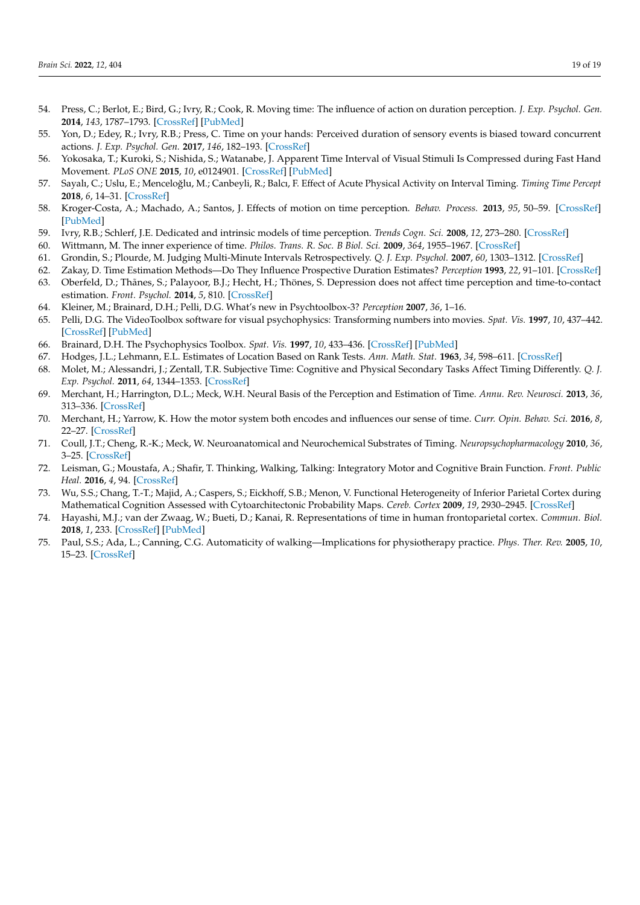54. Press, C.; Berlot, E.; Bird, G.; Ivry, R.; Cook, R. Moving time: The influence of action on duration perception. *J. Exp. Psychol. Gen.* **2014**, *143*, 1787–1793. [CrossRef] [PubMed]
55. Yon, D.; Edey, R.; Ivry, R.B.; Press, C. Time on your hands: Perceived duration of sensory events is biased toward concurrent actions. *J. Exp. Psychol. Gen.* **2017**, *146*, 182–193. [CrossRef]
56. Yokosaka, T.; Kuroki, S.; Nishida, S.; Watanabe, J. Apparent Time Interval of Visual Stimuli Is Compressed during Fast Hand Movement. *PLoS ONE* **2015**, *10*, e0124901. [CrossRef] [PubMed]
57. Sayalı, C.; Uslu, E.; Menceloğlu, M.; Canbeyli, R.; Balcı, F. Effect of Acute Physical Activity on Interval Timing. *Timing Time Percept* **2018**, *6*, 14–31. [CrossRef]
58. Kroger-Costa, A.; Machado, A.; Santos, J. Effects of motion on time perception. *Behav. Process.* **2013**, *95*, 50–59. [CrossRef] [PubMed]
59. Ivry, R.B.; Schlerf, J.E. Dedicated and intrinsic models of time perception. *Trends Cogn. Sci.* **2008**, *12*, 273–280. [CrossRef]
60. Wittmann, M. The inner experience of time. *Philos. Trans. R. Soc. B Biol. Sci.* **2009**, *364*, 1955–1967. [CrossRef]
61. Grondin, S.; Plourde, M. Judging Multi-Minute Intervals Retrospectively. *Q. J. Exp. Psychol.* **2007**, *60*, 1303–1312. [CrossRef]
62. Zakay, D. Time Estimation Methods—Do They Influence Prospective Duration Estimates? *Perception* **1993**, *22*, 91–101. [CrossRef]
63. Oberfeld, D.; Thänes, S.; Palayoor, B.J.; Hecht, H.; Thönes, S. Depression does not affect time perception and time-to-contact estimation. *Front. Psychol.* **2014**, *5*, 810. [CrossRef]
64. Kleiner, M.; Brainard, D.H.; Pelli, D.G. What's new in Psychtoolbox-3? *Perception* **2007**, *36*, 1–16.
65. Pelli, D.G. The VideoToolbox software for visual psychophysics: Transforming numbers into movies. *Spat. Vis.* **1997**, *10*, 437–442. [CrossRef] [PubMed]
66. Brainard, D.H. The Psychophysics Toolbox. *Spat. Vis.* **1997**, *10*, 433–436. [CrossRef] [PubMed]
67. Hodges, J.L.; Lehmann, E.L. Estimates of Location Based on Rank Tests. *Ann. Math. Stat.* **1963**, *34*, 598–611. [CrossRef]
68. Molet, M.; Alessandri, J.; Zentall, T.R. Subjective Time: Cognitive and Physical Secondary Tasks Affect Timing Differently. *Q. J. Exp. Psychol.* **2011**, *64*, 1344–1353. [CrossRef]
69. Merchant, H.; Harrington, D.L.; Meck, W.H. Neural Basis of the Perception and Estimation of Time. *Annu. Rev. Neurosci.* **2013**, *36*, 313–336. [CrossRef]
70. Merchant, H.; Yarrow, K. How the motor system both encodes and influences our sense of time. *Curr. Opin. Behav. Sci.* **2016**, *8*, 22–27. [CrossRef]
71. Coull, J.T.; Cheng, R.-K.; Meck, W. Neuroanatomical and Neurochemical Substrates of Timing. *Neuropsychopharmacology* **2010**, *36*, 3–25. [CrossRef]
72. Leisman, G.; Moustafa, A.; Shafir, T. Thinking, Walking, Talking: Integratory Motor and Cognitive Brain Function. *Front. Public Heal.* **2016**, *4*, 94. [CrossRef]
73. Wu, S.S.; Chang, T.-T.; Majid, A.; Caspers, S.; Eickhoff, S.B.; Menon, V. Functional Heterogeneity of Inferior Parietal Cortex during Mathematical Cognition Assessed with Cytoarchitectonic Probability Maps. *Cereb. Cortex* **2009**, *19*, 2930–2945. [CrossRef]
74. Hayashi, M.J.; van der Zwaag, W.; Bueti, D.; Kanai, R. Representations of time in human frontoparietal cortex. *Commun. Biol.* **2018**, *1*, 233. [CrossRef] [PubMed]
75. Paul, S.S.; Ada, L.; Canning, C.G. Automaticity of walking—Implications for physiotherapy practice. *Phys. Ther. Rev.* **2005**, *10*, 15–23. [CrossRef]